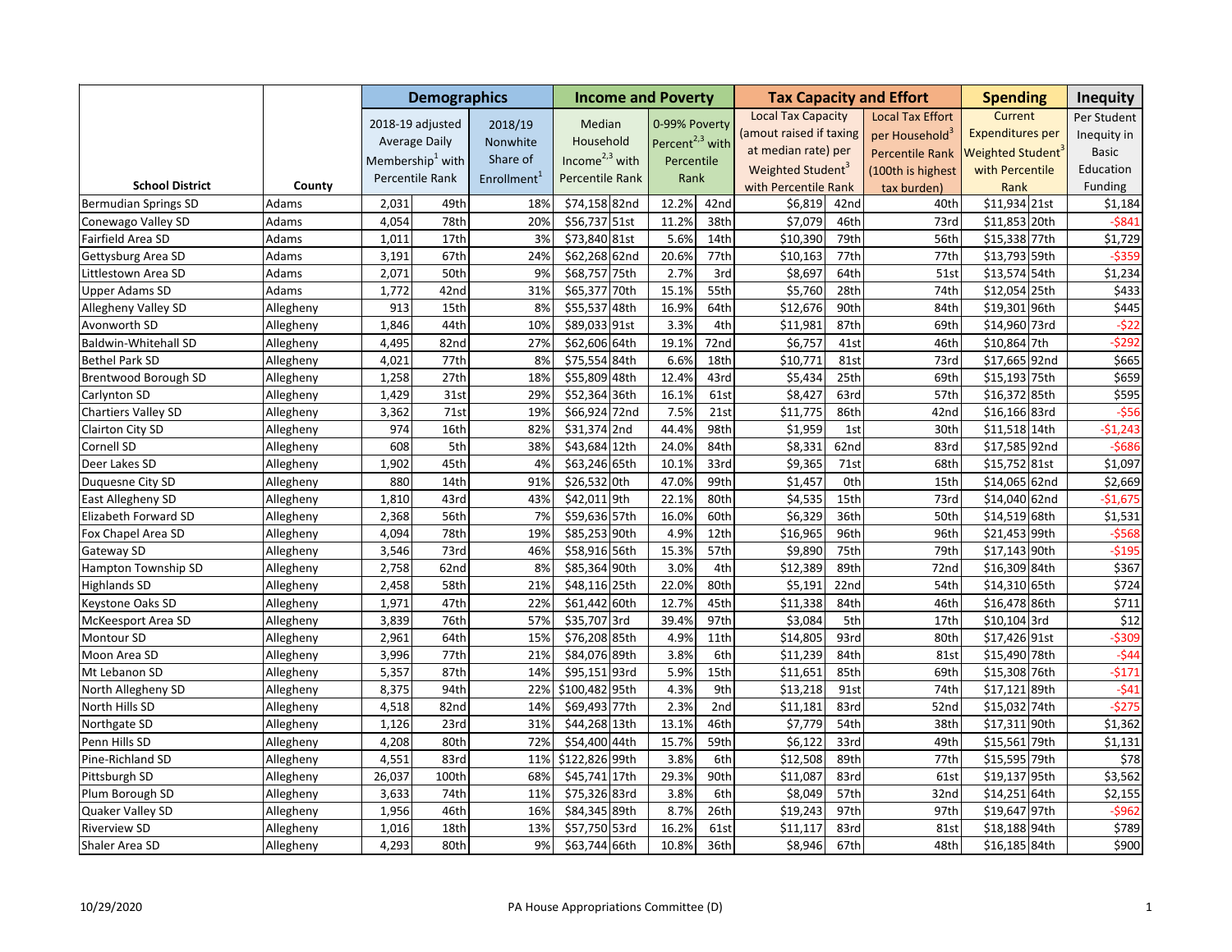| School District | County | Demographics | | | Income and Poverty | | | | Tax Capacity and Effort | | | Spending | | Inequity |
|---|---|---|---|---|---|---|---|---|---|---|---|---|---|---|
| | | 2018-19 adjusted Average Daily Membership[1] with Percentile Rank | | 2018/19 Nonwhite Share of Enrollment[1] | Median Household Income[2,3] with Percentile Rank | | 0-99% Poverty Percent[2,3] with Percentile Rank | | Local Tax Capacity (amout raised if taxing at median rate) per Weighted Student[3] with Percentile Rank | | Local Tax Effort per Household[3] Percentile Rank (100th is highest tax burden) | Current Expenditures per Weighted Student[3] with Percentile Rank | | Per Student Inequity in Basic Education Funding |
| Bermudian Springs SD | Adams | 2,031 | 49th | 18% | $74,158 | 82nd | 12.2% | 42nd | $6,819 | 42nd | 40th | $11,934 | 21st | $1,184 |
| Conewago Valley SD | Adams | 4,054 | 78th | 20% | $56,737 | 51st | 11.2% | 38th | $7,079 | 46th | 73rd | $11,853 | 20th | -$841 |
| Fairfield Area SD | Adams | 1,011 | 17th | 3% | $73,840 | 81st | 5.6% | 14th | $10,390 | 79th | 56th | $15,338 | 77th | $1,729 |
| Gettysburg Area SD | Adams | 3,191 | 67th | 24% | $62,268 | 62nd | 20.6% | 77th | $10,163 | 77th | 77th | $13,793 | 59th | -$359 |
| Littlestown Area SD | Adams | 2,071 | 50th | 9% | $68,757 | 75th | 2.7% | 3rd | $8,697 | 64th | 51st | $13,574 | 54th | $1,234 |
| Upper Adams SD | Adams | 1,772 | 42nd | 31% | $65,377 | 70th | 15.1% | 55th | $5,760 | 28th | 74th | $12,054 | 25th | $433 |
| Allegheny Valley SD | Allegheny | 913 | 15th | 8% | $55,537 | 48th | 16.9% | 64th | $12,676 | 90th | 84th | $19,301 | 96th | $445 |
| Avonworth SD | Allegheny | 1,846 | 44th | 10% | $89,033 | 91st | 3.3% | 4th | $11,981 | 87th | 69th | $14,960 | 73rd | -$22 |
| Baldwin-Whitehall SD | Allegheny | 4,495 | 82nd | 27% | $62,606 | 64th | 19.1% | 72nd | $6,757 | 41st | 46th | $10,864 | 7th | -$292 |
| Bethel Park SD | Allegheny | 4,021 | 77th | 8% | $75,554 | 84th | 6.6% | 18th | $10,771 | 81st | 73rd | $17,665 | 92nd | $665 |
| Brentwood Borough SD | Allegheny | 1,258 | 27th | 18% | $55,809 | 48th | 12.4% | 43rd | $5,434 | 25th | 69th | $15,193 | 75th | $659 |
| Carlynton SD | Allegheny | 1,429 | 31st | 29% | $52,364 | 36th | 16.1% | 61st | $8,427 | 63rd | 57th | $16,372 | 85th | $595 |
| Chartiers Valley SD | Allegheny | 3,362 | 71st | 19% | $66,924 | 72nd | 7.5% | 21st | $11,775 | 86th | 42nd | $16,166 | 83rd | -$56 |
| Clairton City SD | Allegheny | 974 | 16th | 82% | $31,374 | 2nd | 44.4% | 98th | $1,959 | 1st | 30th | $11,518 | 14th | -$1,243 |
| Cornell SD | Allegheny | 608 | 5th | 38% | $43,684 | 12th | 24.0% | 84th | $8,331 | 62nd | 83rd | $17,585 | 92nd | -$686 |
| Deer Lakes SD | Allegheny | 1,902 | 45th | 4% | $63,246 | 65th | 10.1% | 33rd | $9,365 | 71st | 68th | $15,752 | 81st | $1,097 |
| Duquesne City SD | Allegheny | 880 | 14th | 91% | $26,532 | 0th | 47.0% | 99th | $1,457 | 0th | 15th | $14,065 | 62nd | $2,669 |
| East Allegheny SD | Allegheny | 1,810 | 43rd | 43% | $42,011 | 9th | 22.1% | 80th | $4,535 | 15th | 73rd | $14,040 | 62nd | -$1,675 |
| Elizabeth Forward SD | Allegheny | 2,368 | 56th | 7% | $59,636 | 57th | 16.0% | 60th | $6,329 | 36th | 50th | $14,519 | 68th | $1,531 |
| Fox Chapel Area SD | Allegheny | 4,094 | 78th | 19% | $85,253 | 90th | 4.9% | 12th | $16,965 | 96th | 96th | $21,453 | 99th | -$568 |
| Gateway SD | Allegheny | 3,546 | 73rd | 46% | $58,916 | 56th | 15.3% | 57th | $9,890 | 75th | 79th | $17,143 | 90th | -$195 |
| Hampton Township SD | Allegheny | 2,758 | 62nd | 8% | $85,364 | 90th | 3.0% | 4th | $12,389 | 89th | 72nd | $16,309 | 84th | $367 |
| Highlands SD | Allegheny | 2,458 | 58th | 21% | $48,116 | 25th | 22.0% | 80th | $5,191 | 22nd | 54th | $14,310 | 65th | $724 |
| Keystone Oaks SD | Allegheny | 1,971 | 47th | 22% | $61,442 | 60th | 12.7% | 45th | $11,338 | 84th | 46th | $16,478 | 86th | $711 |
| McKeesport Area SD | Allegheny | 3,839 | 76th | 57% | $35,707 | 3rd | 39.4% | 97th | $3,084 | 5th | 17th | $10,104 | 3rd | $12 |
| Montour SD | Allegheny | 2,961 | 64th | 15% | $76,208 | 85th | 4.9% | 11th | $14,805 | 93rd | 80th | $17,426 | 91st | -$309 |
| Moon Area SD | Allegheny | 3,996 | 77th | 21% | $84,076 | 89th | 3.8% | 6th | $11,239 | 84th | 81st | $15,490 | 78th | -$44 |
| Mt Lebanon SD | Allegheny | 5,357 | 87th | 14% | $95,151 | 93rd | 5.9% | 15th | $11,651 | 85th | 69th | $15,308 | 76th | -$171 |
| North Allegheny SD | Allegheny | 8,375 | 94th | 22% | $100,482 | 95th | 4.3% | 9th | $13,218 | 91st | 74th | $17,121 | 89th | -$41 |
| North Hills SD | Allegheny | 4,518 | 82nd | 14% | $69,493 | 77th | 2.3% | 2nd | $11,181 | 83rd | 52nd | $15,032 | 74th | -$275 |
| Northgate SD | Allegheny | 1,126 | 23rd | 31% | $44,268 | 13th | 13.1% | 46th | $7,779 | 54th | 38th | $17,311 | 90th | $1,362 |
| Penn Hills SD | Allegheny | 4,208 | 80th | 72% | $54,400 | 44th | 15.7% | 59th | $6,122 | 33rd | 49th | $15,561 | 79th | $1,131 |
| Pine-Richland SD | Allegheny | 4,551 | 83rd | 11% | $122,826 | 99th | 3.8% | 6th | $12,508 | 89th | 77th | $15,595 | 79th | $78 |
| Pittsburgh SD | Allegheny | 26,037 | 100th | 68% | $45,741 | 17th | 29.3% | 90th | $11,087 | 83rd | 61st | $19,137 | 95th | $3,562 |
| Plum Borough SD | Allegheny | 3,633 | 74th | 11% | $75,326 | 83rd | 3.8% | 6th | $8,049 | 57th | 32nd | $14,251 | 64th | $2,155 |
| Quaker Valley SD | Allegheny | 1,956 | 46th | 16% | $84,345 | 89th | 8.7% | 26th | $19,243 | 97th | 97th | $19,647 | 97th | -$962 |
| Riverview SD | Allegheny | 1,016 | 18th | 13% | $57,750 | 53rd | 16.2% | 61st | $11,117 | 83rd | 81st | $18,188 | 94th | $789 |
| Shaler Area SD | Allegheny | 4,293 | 80th | 9% | $63,744 | 66th | 10.8% | 36th | $8,946 | 67th | 48th | $16,185 | 84th | $900 |

10/29/2020 PA House Appropriations Committee (D)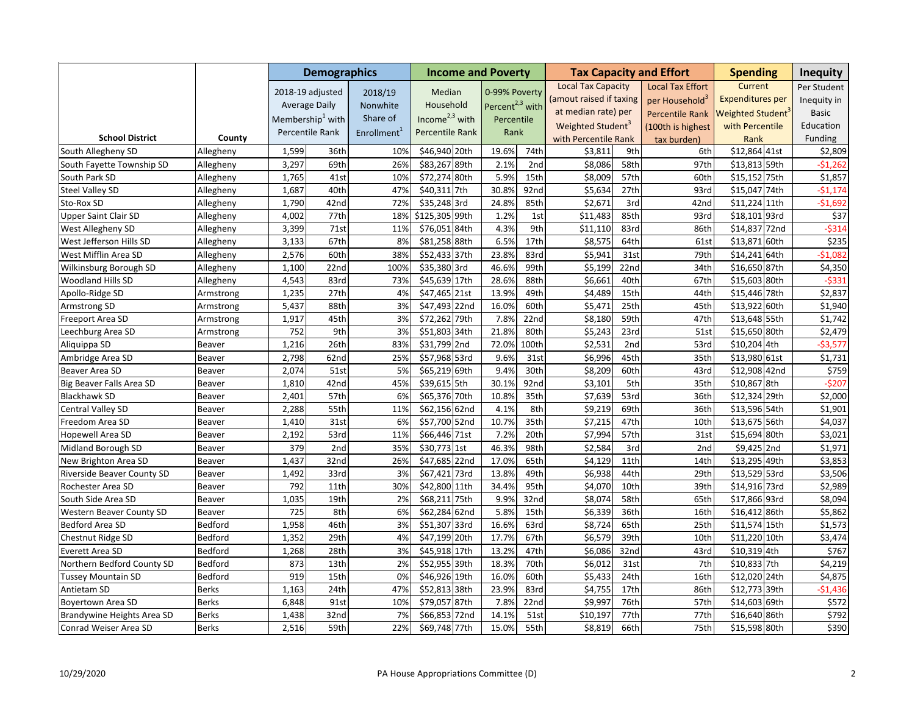| School District | County | Demographics | | | Income and Poverty | | | | Tax Capacity and Effort | | | Spending | | Inequity |
|---|---|---|---|---|---|---|---|---|---|---|---|---|---|---|
| | | 2018-19 adjusted Average Daily Membership[1] with Percentile Rank | | 2018/19 Nonwhite Share of Enrollment[1] | Median Household Income[2,3] with Percentile Rank | | 0-99% Poverty Percent[2,3] with Percentile Rank | | Local Tax Capacity (amout raised if taxing at median rate) per Weighted Student[3] with Percentile Rank | | Local Tax Effort per Household[3] Percentile Rank (100th is highest tax burden) | Current Expenditures per Weighted Student[3] with Percentile Rank | | Per Student Inequity in Basic Education Funding |
| South Allegheny SD | Allegheny | 1,599 | 36th | 10% | $46,940 | 20th | 19.6% | 74th | $3,811 | 9th | 6th | $12,864 | 41st | $2,809 |
| South Fayette Township SD | Allegheny | 3,297 | 69th | 26% | $83,267 | 89th | 2.1% | 2nd | $8,086 | 58th | 97th | $13,813 | 59th | -$1,262 |
| South Park SD | Allegheny | 1,765 | 41st | 10% | $72,274 | 80th | 5.9% | 15th | $8,009 | 57th | 60th | $15,152 | 75th | $1,857 |
| Steel Valley SD | Allegheny | 1,687 | 40th | 47% | $40,311 | 7th | 30.8% | 92nd | $5,634 | 27th | 93rd | $15,047 | 74th | -$1,174 |
| Sto-Rox SD | Allegheny | 1,790 | 42nd | 72% | $35,248 | 3rd | 24.8% | 85th | $2,671 | 3rd | 42nd | $11,224 | 11th | -$1,692 |
| Upper Saint Clair SD | Allegheny | 4,002 | 77th | 18% | $125,305 | 99th | 1.2% | 1st | $11,483 | 85th | 93rd | $18,101 | 93rd | $37 |
| West Allegheny SD | Allegheny | 3,399 | 71st | 11% | $76,051 | 84th | 4.3% | 9th | $11,110 | 83rd | 86th | $14,837 | 72nd | -$314 |
| West Jefferson Hills SD | Allegheny | 3,133 | 67th | 8% | $81,258 | 88th | 6.5% | 17th | $8,575 | 64th | 61st | $13,871 | 60th | $235 |
| West Mifflin Area SD | Allegheny | 2,576 | 60th | 38% | $52,433 | 37th | 23.8% | 83rd | $5,941 | 31st | 79th | $14,241 | 64th | -$1,082 |
| Wilkinsburg Borough SD | Allegheny | 1,100 | 22nd | 100% | $35,380 | 3rd | 46.6% | 99th | $5,199 | 22nd | 34th | $16,650 | 87th | $4,350 |
| Woodland Hills SD | Allegheny | 4,543 | 83rd | 73% | $45,639 | 17th | 28.6% | 88th | $6,661 | 40th | 67th | $15,603 | 80th | -$331 |
| Apollo-Ridge SD | Armstrong | 1,235 | 27th | 4% | $47,465 | 21st | 13.9% | 49th | $4,489 | 15th | 44th | $15,446 | 78th | $2,837 |
| Armstrong SD | Armstrong | 5,437 | 88th | 3% | $47,493 | 22nd | 16.0% | 60th | $5,471 | 25th | 45th | $13,922 | 60th | $1,940 |
| Freeport Area SD | Armstrong | 1,917 | 45th | 3% | $72,262 | 79th | 7.8% | 22nd | $8,180 | 59th | 47th | $13,648 | 55th | $1,742 |
| Leechburg Area SD | Armstrong | 752 | 9th | 3% | $51,803 | 34th | 21.8% | 80th | $5,243 | 23rd | 51st | $15,650 | 80th | $2,479 |
| Aliquippa SD | Beaver | 1,216 | 26th | 83% | $31,799 | 2nd | 72.0% | 100th | $2,531 | 2nd | 53rd | $10,204 | 4th | -$3,577 |
| Ambridge Area SD | Beaver | 2,798 | 62nd | 25% | $57,968 | 53rd | 9.6% | 31st | $6,996 | 45th | 35th | $13,980 | 61st | $1,731 |
| Beaver Area SD | Beaver | 2,074 | 51st | 5% | $65,219 | 69th | 9.4% | 30th | $8,209 | 60th | 43rd | $12,908 | 42nd | $759 |
| Big Beaver Falls Area SD | Beaver | 1,810 | 42nd | 45% | $39,615 | 5th | 30.1% | 92nd | $3,101 | 5th | 35th | $10,867 | 8th | -$207 |
| Blackhawk SD | Beaver | 2,401 | 57th | 6% | $65,376 | 70th | 10.8% | 35th | $7,639 | 53rd | 36th | $12,324 | 29th | $2,000 |
| Central Valley SD | Beaver | 2,288 | 55th | 11% | $62,156 | 62nd | 4.1% | 8th | $9,219 | 69th | 36th | $13,596 | 54th | $1,901 |
| Freedom Area SD | Beaver | 1,410 | 31st | 6% | $57,700 | 52nd | 10.7% | 35th | $7,215 | 47th | 10th | $13,675 | 56th | $4,037 |
| Hopewell Area SD | Beaver | 2,192 | 53rd | 11% | $66,446 | 71st | 7.2% | 20th | $7,994 | 57th | 31st | $15,694 | 80th | $3,021 |
| Midland Borough SD | Beaver | 379 | 2nd | 35% | $30,773 | 1st | 46.3% | 98th | $2,584 | 3rd | 2nd | $9,425 | 2nd | $1,971 |
| New Brighton Area SD | Beaver | 1,437 | 32nd | 26% | $47,685 | 22nd | 17.0% | 65th | $4,129 | 11th | 14th | $13,295 | 49th | $3,853 |
| Riverside Beaver County SD | Beaver | 1,492 | 33rd | 3% | $67,421 | 73rd | 13.8% | 49th | $6,938 | 44th | 29th | $13,529 | 53rd | $3,506 |
| Rochester Area SD | Beaver | 792 | 11th | 30% | $42,800 | 11th | 34.4% | 95th | $4,070 | 10th | 39th | $14,916 | 73rd | $2,989 |
| South Side Area SD | Beaver | 1,035 | 19th | 2% | $68,211 | 75th | 9.9% | 32nd | $8,074 | 58th | 65th | $17,866 | 93rd | $8,094 |
| Western Beaver County SD | Beaver | 725 | 8th | 6% | $62,284 | 62nd | 5.8% | 15th | $6,339 | 36th | 16th | $16,412 | 86th | $5,862 |
| Bedford Area SD | Bedford | 1,958 | 46th | 3% | $51,307 | 33rd | 16.6% | 63rd | $8,724 | 65th | 25th | $11,574 | 15th | $1,573 |
| Chestnut Ridge SD | Bedford | 1,352 | 29th | 4% | $47,199 | 20th | 17.7% | 67th | $6,579 | 39th | 10th | $11,220 | 10th | $3,474 |
| Everett Area SD | Bedford | 1,268 | 28th | 3% | $45,918 | 17th | 13.2% | 47th | $6,086 | 32nd | 43rd | $10,319 | 4th | $767 |
| Northern Bedford County SD | Bedford | 873 | 13th | 2% | $52,955 | 39th | 18.3% | 70th | $6,012 | 31st | 7th | $10,833 | 7th | $4,219 |
| Tussey Mountain SD | Bedford | 919 | 15th | 0% | $46,926 | 19th | 16.0% | 60th | $5,433 | 24th | 16th | $12,020 | 24th | $4,875 |
| Antietam SD | Berks | 1,163 | 24th | 47% | $52,813 | 38th | 23.9% | 83rd | $4,755 | 17th | 86th | $12,773 | 39th | -$1,436 |
| Boyertown Area SD | Berks | 6,848 | 91st | 10% | $79,057 | 87th | 7.8% | 22nd | $9,997 | 76th | 57th | $14,603 | 69th | $572 |
| Brandywine Heights Area SD | Berks | 1,438 | 32nd | 7% | $66,853 | 72nd | 14.1% | 51st | $10,197 | 77th | 77th | $16,640 | 86th | $792 |
| Conrad Weiser Area SD | Berks | 2,516 | 59th | 22% | $69,748 | 77th | 15.0% | 55th | $8,819 | 66th | 75th | $15,598 | 80th | $390 |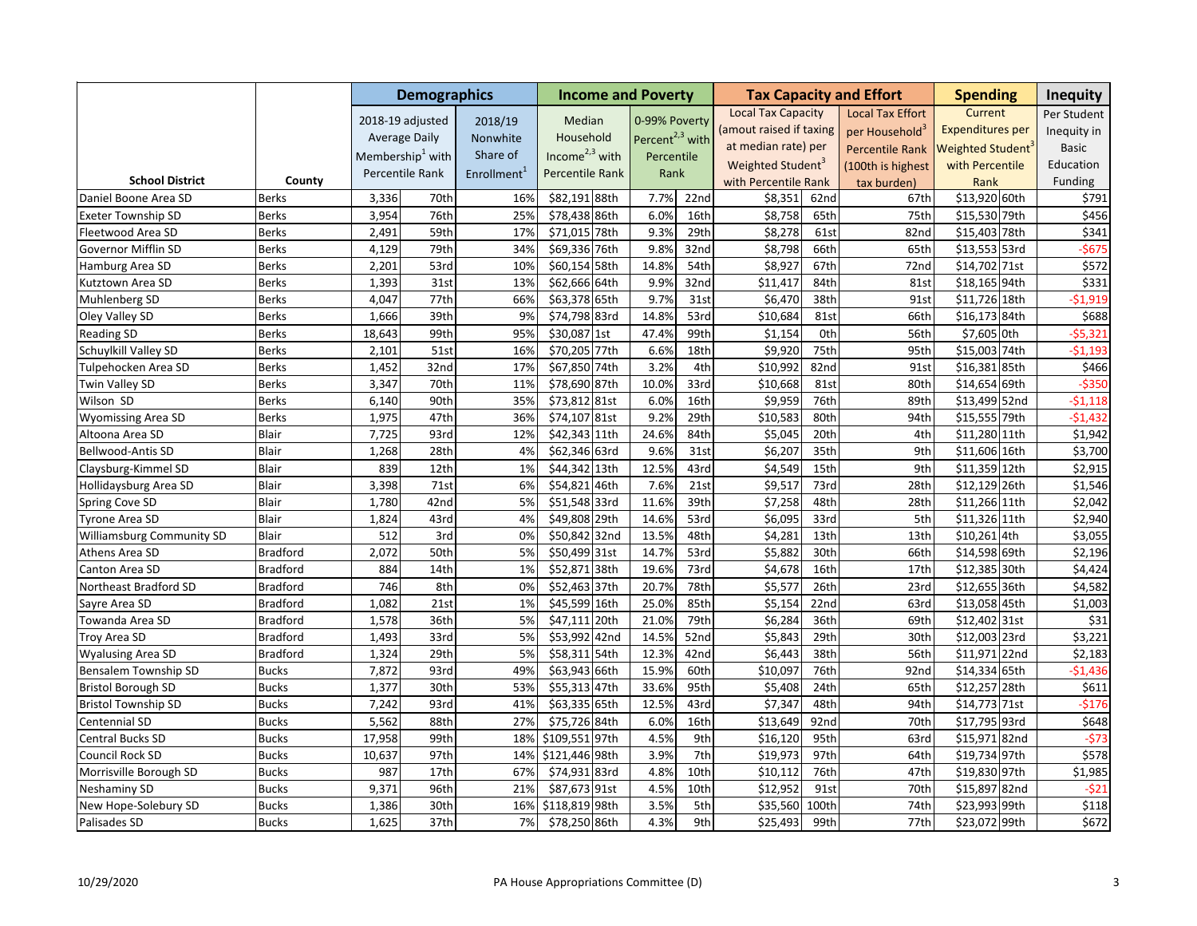| School District | County | Demographics | | | Income and Poverty | | | | Tax Capacity and Effort | | | Spending | | Inequity |
|---|---|---|---|---|---|---|---|---|---|---|---|---|---|---|
| | | 2018-19 adjusted Average Daily Membership[1] with Percentile Rank | | 2018/19 Nonwhite Share of Enrollment[1] | Median Household Income[2,3] with Percentile Rank | | 0-99% Poverty Percent[2,3] with Percentile Rank | | Local Tax Capacity (amout raised if taxing at median rate) per Weighted Student[3] with Percentile Rank | | Local Tax Effort per Household[3] Percentile Rank (100th is highest tax burden) | Current Expenditures per Weighted Student[3] with Percentile Rank | | Per Student Inequity in Basic Education Funding |
| Daniel Boone Area SD | Berks | 3,336 | 70th | 16% | $82,191 | 88th | 7.7% | 22nd | $8,351 | 62nd | 67th | $13,920 | 60th | $791 |
| Exeter Township SD | Berks | 3,954 | 76th | 25% | $78,438 | 86th | 6.0% | 16th | $8,758 | 65th | 75th | $15,530 | 79th | $456 |
| Fleetwood Area SD | Berks | 2,491 | 59th | 17% | $71,015 | 78th | 9.3% | 29th | $8,278 | 61st | 82nd | $15,403 | 78th | $341 |
| Governor Mifflin SD | Berks | 4,129 | 79th | 34% | $69,336 | 76th | 9.8% | 32nd | $8,798 | 66th | 65th | $13,553 | 53rd | -$675 |
| Hamburg Area SD | Berks | 2,201 | 53rd | 10% | $60,154 | 58th | 14.8% | 54th | $8,927 | 67th | 72nd | $14,702 | 71st | $572 |
| Kutztown Area SD | Berks | 1,393 | 31st | 13% | $62,666 | 64th | 9.9% | 32nd | $11,417 | 84th | 81st | $18,165 | 94th | $331 |
| Muhlenberg SD | Berks | 4,047 | 77th | 66% | $63,378 | 65th | 9.7% | 31st | $6,470 | 38th | 91st | $11,726 | 18th | -$1,919 |
| Oley Valley SD | Berks | 1,666 | 39th | 9% | $74,798 | 83rd | 14.8% | 53rd | $10,684 | 81st | 66th | $16,173 | 84th | $688 |
| Reading SD | Berks | 18,643 | 99th | 95% | $30,087 | 1st | 47.4% | 99th | $1,154 | 0th | 56th | $7,605 | 0th | -$5,321 |
| Schuylkill Valley SD | Berks | 2,101 | 51st | 16% | $70,205 | 77th | 6.6% | 18th | $9,920 | 75th | 95th | $15,003 | 74th | -$1,193 |
| Tulpehocken Area SD | Berks | 1,452 | 32nd | 17% | $67,850 | 74th | 3.2% | 4th | $10,992 | 82nd | 91st | $16,381 | 85th | $466 |
| Twin Valley SD | Berks | 3,347 | 70th | 11% | $78,690 | 87th | 10.0% | 33rd | $10,668 | 81st | 80th | $14,654 | 69th | -$350 |
| Wilson SD | Berks | 6,140 | 90th | 35% | $73,812 | 81st | 6.0% | 16th | $9,959 | 76th | 89th | $13,499 | 52nd | -$1,118 |
| Wyomissing Area SD | Berks | 1,975 | 47th | 36% | $74,107 | 81st | 9.2% | 29th | $10,583 | 80th | 94th | $15,555 | 79th | -$1,432 |
| Altoona Area SD | Blair | 7,725 | 93rd | 12% | $42,343 | 11th | 24.6% | 84th | $5,045 | 20th | 4th | $11,280 | 11th | $1,942 |
| Bellwood-Antis SD | Blair | 1,268 | 28th | 4% | $62,346 | 63rd | 9.6% | 31st | $6,207 | 35th | 9th | $11,606 | 16th | $3,700 |
| Claysburg-Kimmel SD | Blair | 839 | 12th | 1% | $44,342 | 13th | 12.5% | 43rd | $4,549 | 15th | 9th | $11,359 | 12th | $2,915 |
| Hollidaysburg Area SD | Blair | 3,398 | 71st | 6% | $54,821 | 46th | 7.6% | 21st | $9,517 | 73rd | 28th | $12,129 | 26th | $1,546 |
| Spring Cove SD | Blair | 1,780 | 42nd | 5% | $51,548 | 33rd | 11.6% | 39th | $7,258 | 48th | 28th | $11,266 | 11th | $2,042 |
| Tyrone Area SD | Blair | 1,824 | 43rd | 4% | $49,808 | 29th | 14.6% | 53rd | $6,095 | 33rd | 5th | $11,326 | 11th | $2,940 |
| Williamsburg Community SD | Blair | 512 | 3rd | 0% | $50,842 | 32nd | 13.5% | 48th | $4,281 | 13th | 13th | $10,261 | 4th | $3,055 |
| Athens Area SD | Bradford | 2,072 | 50th | 5% | $50,499 | 31st | 14.7% | 53rd | $5,882 | 30th | 66th | $14,598 | 69th | $2,196 |
| Canton Area SD | Bradford | 884 | 14th | 1% | $52,871 | 38th | 19.6% | 73rd | $4,678 | 16th | 17th | $12,385 | 30th | $4,424 |
| Northeast Bradford SD | Bradford | 746 | 8th | 0% | $52,463 | 37th | 20.7% | 78th | $5,577 | 26th | 23rd | $12,655 | 36th | $4,582 |
| Sayre Area SD | Bradford | 1,082 | 21st | 1% | $45,599 | 16th | 25.0% | 85th | $5,154 | 22nd | 63rd | $13,058 | 45th | $1,003 |
| Towanda Area SD | Bradford | 1,578 | 36th | 5% | $47,111 | 20th | 21.0% | 79th | $6,284 | 36th | 69th | $12,402 | 31st | $31 |
| Troy Area SD | Bradford | 1,493 | 33rd | 5% | $53,992 | 42nd | 14.5% | 52nd | $5,843 | 29th | 30th | $12,003 | 23rd | $3,221 |
| Wyalusing Area SD | Bradford | 1,324 | 29th | 5% | $58,311 | 54th | 12.3% | 42nd | $6,443 | 38th | 56th | $11,971 | 22nd | $2,183 |
| Bensalem Township SD | Bucks | 7,872 | 93rd | 49% | $63,943 | 66th | 15.9% | 60th | $10,097 | 76th | 92nd | $14,334 | 65th | -$1,436 |
| Bristol Borough SD | Bucks | 1,377 | 30th | 53% | $55,313 | 47th | 33.6% | 95th | $5,408 | 24th | 65th | $12,257 | 28th | $611 |
| Bristol Township SD | Bucks | 7,242 | 93rd | 41% | $63,335 | 65th | 12.5% | 43rd | $7,347 | 48th | 94th | $14,773 | 71st | -$176 |
| Centennial SD | Bucks | 5,562 | 88th | 27% | $75,726 | 84th | 6.0% | 16th | $13,649 | 92nd | 70th | $17,795 | 93rd | $648 |
| Central Bucks SD | Bucks | 17,958 | 99th | 18% | $109,551 | 97th | 4.5% | 9th | $16,120 | 95th | 63rd | $15,971 | 82nd | -$73 |
| Council Rock SD | Bucks | 10,637 | 97th | 14% | $121,446 | 98th | 3.9% | 7th | $19,973 | 97th | 64th | $19,734 | 97th | $578 |
| Morrisville Borough SD | Bucks | 987 | 17th | 67% | $74,931 | 83rd | 4.8% | 10th | $10,112 | 76th | 47th | $19,830 | 97th | $1,985 |
| Neshaminy SD | Bucks | 9,371 | 96th | 21% | $87,673 | 91st | 4.5% | 10th | $12,952 | 91st | 70th | $15,897 | 82nd | -$21 |
| New Hope-Solebury SD | Bucks | 1,386 | 30th | 16% | $118,819 | 98th | 3.5% | 5th | $35,560 | 100th | 74th | $23,993 | 99th | $118 |
| Palisades SD | Bucks | 1,625 | 37th | 7% | $78,250 | 86th | 4.3% | 9th | $25,493 | 99th | 77th | $23,072 | 99th | $672 |

10/29/2020 PA House Appropriations Committee (D)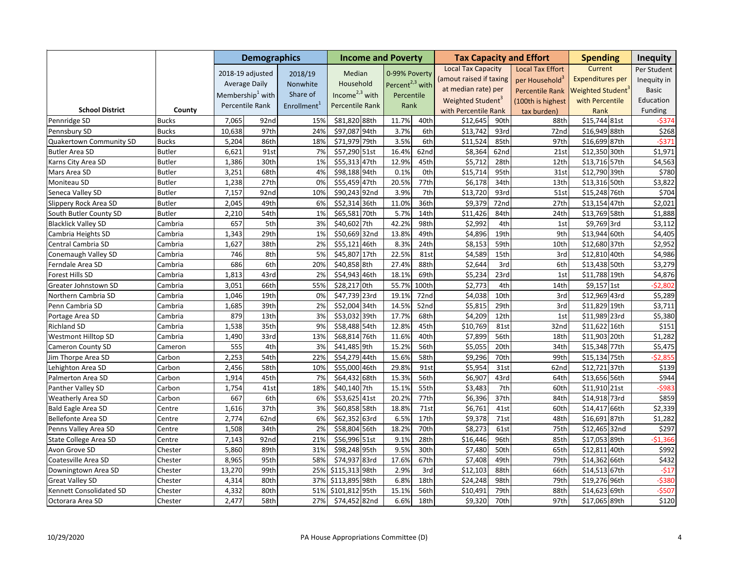| School District | County | Demographics | | | Income and Poverty | | | | Tax Capacity and Effort | | | Spending | | Inequity |
|---|---|---|---|---|---|---|---|---|---|---|---|---|---|---|
| | | 2018-19 adjusted Average Daily Membership[1] with Percentile Rank | | 2018/19 Nonwhite Share of Enrollment[1] | Median Household Income[2,3] with Percentile Rank | | 0-99% Poverty Percent[2,3] with Percentile Rank | | Local Tax Capacity (amout raised if taxing at median rate) per Weighted Student[3] with Percentile Rank | | Local Tax Effort per Household[3] Percentile Rank (100th is highest tax burden) | Current Expenditures per Weighted Student[3] with Percentile Rank | | Per Student Inequity in Basic Education Funding |
| Pennridge SD | Bucks | 7,065 | 92nd | 15% | $81,820 | 88th | 11.7% | 40th | $12,645 | 90th | 88th | $15,744 | 81st | -$374 |
| Pennsbury SD | Bucks | 10,638 | 97th | 24% | $97,087 | 94th | 3.7% | 6th | $13,742 | 93rd | 72nd | $16,949 | 88th | $268 |
| Quakertown Community SD | Bucks | 5,204 | 86th | 18% | $71,979 | 79th | 3.5% | 6th | $11,524 | 85th | 97th | $16,699 | 87th | -$371 |
| Butler Area SD | Butler | 6,621 | 91st | 7% | $57,290 | 51st | 16.4% | 62nd | $8,364 | 62nd | 21st | $12,350 | 30th | $1,971 |
| Karns City Area SD | Butler | 1,386 | 30th | 1% | $55,313 | 47th | 12.9% | 45th | $5,712 | 28th | 12th | $13,716 | 57th | $4,563 |
| Mars Area SD | Butler | 3,251 | 68th | 4% | $98,188 | 94th | 0.1% | 0th | $15,714 | 95th | 31st | $12,790 | 39th | $780 |
| Moniteau SD | Butler | 1,238 | 27th | 0% | $55,459 | 47th | 20.5% | 77th | $6,178 | 34th | 13th | $13,316 | 50th | $3,822 |
| Seneca Valley SD | Butler | 7,157 | 92nd | 10% | $90,243 | 92nd | 3.9% | 7th | $13,720 | 93rd | 51st | $15,248 | 76th | $704 |
| Slippery Rock Area SD | Butler | 2,045 | 49th | 6% | $52,314 | 36th | 11.0% | 36th | $9,379 | 72nd | 27th | $13,154 | 47th | $2,021 |
| South Butler County SD | Butler | 2,210 | 54th | 1% | $65,581 | 70th | 5.7% | 14th | $11,426 | 84th | 24th | $13,769 | 58th | $1,888 |
| Blacklick Valley SD | Cambria | 657 | 5th | 3% | $40,602 | 7th | 42.2% | 98th | $2,992 | 4th | 1st | $9,769 | 3rd | $3,112 |
| Cambria Heights SD | Cambria | 1,343 | 29th | 1% | $50,669 | 32nd | 13.8% | 49th | $4,896 | 19th | 9th | $13,944 | 60th | $4,405 |
| Central Cambria SD | Cambria | 1,627 | 38th | 2% | $55,121 | 46th | 8.3% | 24th | $8,153 | 59th | 10th | $12,680 | 37th | $2,952 |
| Conemaugh Valley SD | Cambria | 746 | 8th | 5% | $45,807 | 17th | 22.5% | 81st | $4,589 | 15th | 3rd | $12,810 | 40th | $4,986 |
| Ferndale Area SD | Cambria | 686 | 6th | 20% | $40,858 | 8th | 27.4% | 88th | $2,644 | 3rd | 6th | $13,438 | 50th | $3,279 |
| Forest Hills SD | Cambria | 1,813 | 43rd | 2% | $54,943 | 46th | 18.1% | 69th | $5,234 | 23rd | 1st | $11,788 | 19th | $4,876 |
| Greater Johnstown SD | Cambria | 3,051 | 66th | 55% | $28,217 | 0th | 55.7% | 100th | $2,773 | 4th | 14th | $9,157 | 1st | -$2,802 |
| Northern Cambria SD | Cambria | 1,046 | 19th | 0% | $47,739 | 23rd | 19.1% | 72nd | $4,038 | 10th | 3rd | $12,969 | 43rd | $5,289 |
| Penn Cambria SD | Cambria | 1,685 | 39th | 2% | $52,004 | 34th | 14.5% | 52nd | $5,815 | 29th | 3rd | $11,829 | 19th | $3,711 |
| Portage Area SD | Cambria | 879 | 13th | 3% | $53,032 | 39th | 17.7% | 68th | $4,209 | 12th | 1st | $11,989 | 23rd | $5,380 |
| Richland SD | Cambria | 1,538 | 35th | 9% | $58,488 | 54th | 12.8% | 45th | $10,769 | 81st | 32nd | $11,622 | 16th | $151 |
| Westmont Hilltop SD | Cambria | 1,490 | 33rd | 13% | $68,814 | 76th | 11.6% | 40th | $7,899 | 56th | 18th | $11,903 | 20th | $1,282 |
| Cameron County SD | Cameron | 555 | 4th | 3% | $41,485 | 9th | 15.2% | 56th | $5,055 | 20th | 34th | $15,348 | 77th | $5,475 |
| Jim Thorpe Area SD | Carbon | 2,253 | 54th | 22% | $54,279 | 44th | 15.6% | 58th | $9,296 | 70th | 99th | $15,134 | 75th | -$2,855 |
| Lehighton Area SD | Carbon | 2,456 | 58th | 10% | $55,000 | 46th | 29.8% | 91st | $5,954 | 31st | 62nd | $12,721 | 37th | $139 |
| Palmerton Area SD | Carbon | 1,914 | 45th | 7% | $64,432 | 68th | 15.3% | 56th | $6,907 | 43rd | 64th | $13,656 | 56th | $944 |
| Panther Valley SD | Carbon | 1,754 | 41st | 18% | $40,140 | 7th | 15.1% | 55th | $3,483 | 7th | 60th | $11,910 | 21st | -$983 |
| Weatherly Area SD | Carbon | 667 | 6th | 6% | $53,625 | 41st | 20.2% | 77th | $6,396 | 37th | 84th | $14,918 | 73rd | $859 |
| Bald Eagle Area SD | Centre | 1,616 | 37th | 3% | $60,858 | 58th | 18.8% | 71st | $6,761 | 41st | 60th | $14,417 | 66th | $2,339 |
| Bellefonte Area SD | Centre | 2,774 | 62nd | 6% | $62,352 | 63rd | 6.5% | 17th | $9,378 | 71st | 48th | $16,691 | 87th | $1,282 |
| Penns Valley Area SD | Centre | 1,508 | 34th | 2% | $58,804 | 56th | 18.2% | 70th | $8,273 | 61st | 75th | $12,465 | 32nd | $297 |
| State College Area SD | Centre | 7,143 | 92nd | 21% | $56,996 | 51st | 9.1% | 28th | $16,446 | 96th | 85th | $17,053 | 89th | -$1,366 |
| Avon Grove SD | Chester | 5,860 | 89th | 31% | $98,248 | 95th | 9.5% | 30th | $7,480 | 50th | 65th | $12,811 | 40th | $992 |
| Coatesville Area SD | Chester | 8,965 | 95th | 58% | $74,937 | 83rd | 17.6% | 67th | $7,408 | 49th | 79th | $14,362 | 66th | $432 |
| Downingtown Area SD | Chester | 13,270 | 99th | 25% | $115,313 | 98th | 2.9% | 3rd | $12,103 | 88th | 66th | $14,513 | 67th | -$17 |
| Great Valley SD | Chester | 4,314 | 80th | 37% | $113,895 | 98th | 6.8% | 18th | $24,248 | 98th | 79th | $19,276 | 96th | -$380 |
| Kennett Consolidated SD | Chester | 4,332 | 80th | 51% | $101,812 | 95th | 15.1% | 56th | $10,491 | 79th | 88th | $14,623 | 69th | -$507 |
| Octorara Area SD | Chester | 2,477 | 58th | 27% | $74,452 | 82nd | 6.6% | 18th | $9,320 | 70th | 97th | $17,065 | 89th | $120 |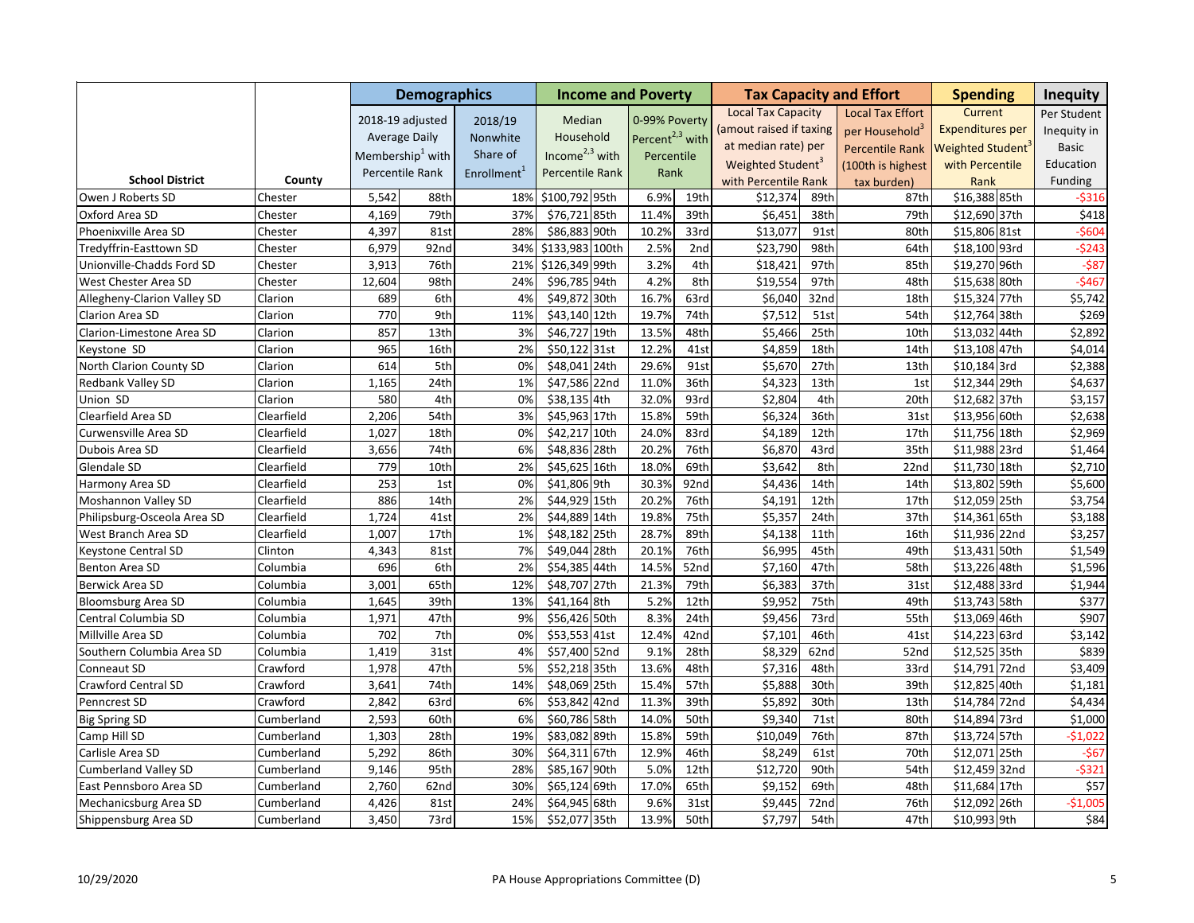| School District | County | Demographics | | | Income and Poverty | | | | Tax Capacity and Effort | | | Spending | | Inequity |
|---|---|---|---|---|---|---|---|---|---|---|---|---|---|---|
| | | 2018-19 adjusted Average Daily Membership[1] with Percentile Rank | | 2018/19 Nonwhite Share of Enrollment[1] | Median Household Income[2,3] with Percentile Rank | | 0-99% Poverty Percent[2,3] with Percentile Rank | | Local Tax Capacity (amout raised if taxing at median rate) per Weighted Student[3] with Percentile Rank | | Local Tax Effort per Household[3] Percentile Rank (100th is highest tax burden) | Current Expenditures per Weighted Student[3] with Percentile Rank | | Per Student Inequity in Basic Education Funding |
| Owen J Roberts SD | Chester | 5,542 | 88th | 18% | $100,792 | 95th | 6.9% | 19th | $12,374 | 89th | 87th | $16,388 | 85th | -$316 |
| Oxford Area SD | Chester | 4,169 | 79th | 37% | $76,721 | 85th | 11.4% | 39th | $6,451 | 38th | 79th | $12,690 | 37th | $418 |
| Phoenixville Area SD | Chester | 4,397 | 81st | 28% | $86,883 | 90th | 10.2% | 33rd | $13,077 | 91st | 80th | $15,806 | 81st | -$604 |
| Tredyffrin-Easttown SD | Chester | 6,979 | 92nd | 34% | $133,983 | 100th | 2.5% | 2nd | $23,790 | 98th | 64th | $18,100 | 93rd | -$243 |
| Unionville-Chadds Ford SD | Chester | 3,913 | 76th | 21% | $126,349 | 99th | 3.2% | 4th | $18,421 | 97th | 85th | $19,270 | 96th | -$87 |
| West Chester Area SD | Chester | 12,604 | 98th | 24% | $96,785 | 94th | 4.2% | 8th | $19,554 | 97th | 48th | $15,638 | 80th | -$467 |
| Allegheny-Clarion Valley SD | Clarion | 689 | 6th | 4% | $49,872 | 30th | 16.7% | 63rd | $6,040 | 32nd | 18th | $15,324 | 77th | $5,742 |
| Clarion Area SD | Clarion | 770 | 9th | 11% | $43,140 | 12th | 19.7% | 74th | $7,512 | 51st | 54th | $12,764 | 38th | $269 |
| Clarion-Limestone Area SD | Clarion | 857 | 13th | 3% | $46,727 | 19th | 13.5% | 48th | $5,466 | 25th | 10th | $13,032 | 44th | $2,892 |
| Keystone SD | Clarion | 965 | 16th | 2% | $50,122 | 31st | 12.2% | 41st | $4,859 | 18th | 14th | $13,108 | 47th | $4,014 |
| North Clarion County SD | Clarion | 614 | 5th | 0% | $48,041 | 24th | 29.6% | 91st | $5,670 | 27th | 13th | $10,184 | 3rd | $2,388 |
| Redbank Valley SD | Clarion | 1,165 | 24th | 1% | $47,586 | 22nd | 11.0% | 36th | $4,323 | 13th | 1st | $12,344 | 29th | $4,637 |
| Union SD | Clarion | 580 | 4th | 0% | $38,135 | 4th | 32.0% | 93rd | $2,804 | 4th | 20th | $12,682 | 37th | $3,157 |
| Clearfield Area SD | Clearfield | 2,206 | 54th | 3% | $45,963 | 17th | 15.8% | 59th | $6,324 | 36th | 31st | $13,956 | 60th | $2,638 |
| Curwensville Area SD | Clearfield | 1,027 | 18th | 0% | $42,217 | 10th | 24.0% | 83rd | $4,189 | 12th | 17th | $11,756 | 18th | $2,969 |
| Dubois Area SD | Clearfield | 3,656 | 74th | 6% | $48,836 | 28th | 20.2% | 76th | $6,870 | 43rd | 35th | $11,988 | 23rd | $1,464 |
| Glendale SD | Clearfield | 779 | 10th | 2% | $45,625 | 16th | 18.0% | 69th | $3,642 | 8th | 22nd | $11,730 | 18th | $2,710 |
| Harmony Area SD | Clearfield | 253 | 1st | 0% | $41,806 | 9th | 30.3% | 92nd | $4,436 | 14th | 14th | $13,802 | 59th | $5,600 |
| Moshannon Valley SD | Clearfield | 886 | 14th | 2% | $44,929 | 15th | 20.2% | 76th | $4,191 | 12th | 17th | $12,059 | 25th | $3,754 |
| Philipsburg-Osceola Area SD | Clearfield | 1,724 | 41st | 2% | $44,889 | 14th | 19.8% | 75th | $5,357 | 24th | 37th | $14,361 | 65th | $3,188 |
| West Branch Area SD | Clearfield | 1,007 | 17th | 1% | $48,182 | 25th | 28.7% | 89th | $4,138 | 11th | 16th | $11,936 | 22nd | $3,257 |
| Keystone Central SD | Clinton | 4,343 | 81st | 7% | $49,044 | 28th | 20.1% | 76th | $6,995 | 45th | 49th | $13,431 | 50th | $1,549 |
| Benton Area SD | Columbia | 696 | 6th | 2% | $54,385 | 44th | 14.5% | 52nd | $7,160 | 47th | 58th | $13,226 | 48th | $1,596 |
| Berwick Area SD | Columbia | 3,001 | 65th | 12% | $48,707 | 27th | 21.3% | 79th | $6,383 | 37th | 31st | $12,488 | 33rd | $1,944 |
| Bloomsburg Area SD | Columbia | 1,645 | 39th | 13% | $41,164 | 8th | 5.2% | 12th | $9,952 | 75th | 49th | $13,743 | 58th | $377 |
| Central Columbia SD | Columbia | 1,971 | 47th | 9% | $56,426 | 50th | 8.3% | 24th | $9,456 | 73rd | 55th | $13,069 | 46th | $907 |
| Millville Area SD | Columbia | 702 | 7th | 0% | $53,553 | 41st | 12.4% | 42nd | $7,101 | 46th | 41st | $14,223 | 63rd | $3,142 |
| Southern Columbia Area SD | Columbia | 1,419 | 31st | 4% | $57,400 | 52nd | 9.1% | 28th | $8,329 | 62nd | 52nd | $12,525 | 35th | $839 |
| Conneaut SD | Crawford | 1,978 | 47th | 5% | $52,218 | 35th | 13.6% | 48th | $7,316 | 48th | 33rd | $14,791 | 72nd | $3,409 |
| Crawford Central SD | Crawford | 3,641 | 74th | 14% | $48,069 | 25th | 15.4% | 57th | $5,888 | 30th | 39th | $12,825 | 40th | $1,181 |
| Penncrest SD | Crawford | 2,842 | 63rd | 6% | $53,842 | 42nd | 11.3% | 39th | $5,892 | 30th | 13th | $14,784 | 72nd | $4,434 |
| Big Spring SD | Cumberland | 2,593 | 60th | 6% | $60,786 | 58th | 14.0% | 50th | $9,340 | 71st | 80th | $14,894 | 73rd | $1,000 |
| Camp Hill SD | Cumberland | 1,303 | 28th | 19% | $83,082 | 89th | 15.8% | 59th | $10,049 | 76th | 87th | $13,724 | 57th | -$1,022 |
| Carlisle Area SD | Cumberland | 5,292 | 86th | 30% | $64,311 | 67th | 12.9% | 46th | $8,249 | 61st | 70th | $12,071 | 25th | -$67 |
| Cumberland Valley SD | Cumberland | 9,146 | 95th | 28% | $85,167 | 90th | 5.0% | 12th | $12,720 | 90th | 54th | $12,459 | 32nd | -$321 |
| East Pennsboro Area SD | Cumberland | 2,760 | 62nd | 30% | $65,124 | 69th | 17.0% | 65th | $9,152 | 69th | 48th | $11,684 | 17th | $57 |
| Mechanicsburg Area SD | Cumberland | 4,426 | 81st | 24% | $64,945 | 68th | 9.6% | 31st | $9,445 | 72nd | 76th | $12,092 | 26th | -$1,005 |
| Shippensburg Area SD | Cumberland | 3,450 | 73rd | 15% | $52,077 | 35th | 13.9% | 50th | $7,797 | 54th | 47th | $10,993 | 9th | $84 |

10/29/2020 PA House Appropriations Committee (D)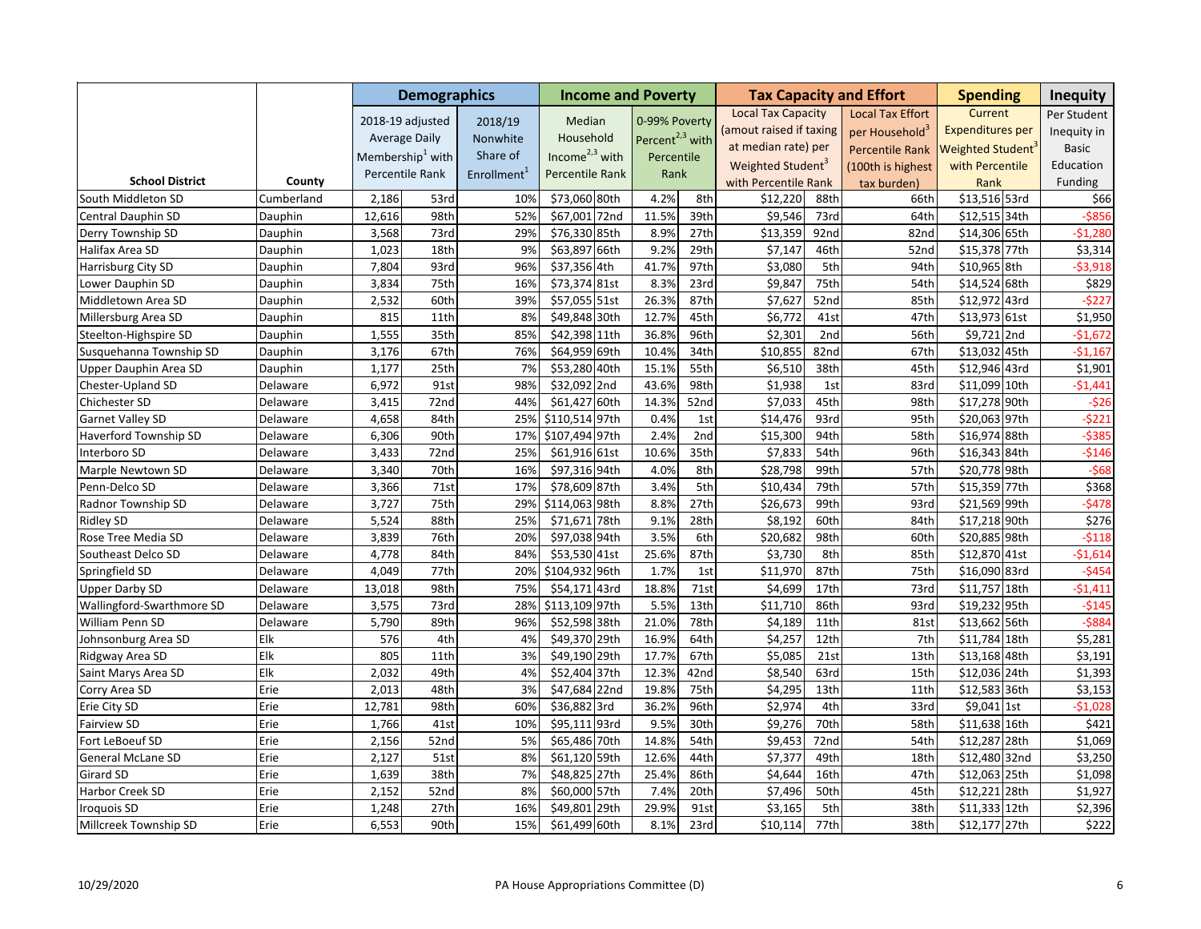| School District | County | Demographics | | | Income and Poverty | | | | Tax Capacity and Effort | | | Spending | | Inequity |
|---|---|---|---|---|---|---|---|---|---|---|---|---|---|---|
| | | 2018-19 adjusted Average Daily Membership[1] with Percentile Rank | | 2018/19 Nonwhite Share of Enrollment[1] | Median Household Income[2,3] with Percentile Rank | | 0-99% Poverty Percent[2,3] with Percentile Rank | | Local Tax Capacity (amout raised if taxing at median rate) per Weighted Student[3] with Percentile Rank | | Local Tax Effort per Household[3] Percentile Rank (100th is highest tax burden) | Current Expenditures per Weighted Student[3] with Percentile Rank | | Per Student Inequity in Basic Education Funding |
| South Middleton SD | Cumberland | 2,186 | 53rd | 10% | $73,060 | 80th | 4.2% | 8th | $12,220 | 88th | 66th | $13,516 | 53rd | $66 |
| Central Dauphin SD | Dauphin | 12,616 | 98th | 52% | $67,001 | 72nd | 11.5% | 39th | $9,546 | 73rd | 64th | $12,515 | 34th | -$856 |
| Derry Township SD | Dauphin | 3,568 | 73rd | 29% | $76,330 | 85th | 8.9% | 27th | $13,359 | 92nd | 82nd | $14,306 | 65th | -$1,280 |
| Halifax Area SD | Dauphin | 1,023 | 18th | 9% | $63,897 | 66th | 9.2% | 29th | $7,147 | 46th | 52nd | $15,378 | 77th | $3,314 |
| Harrisburg City SD | Dauphin | 7,804 | 93rd | 96% | $37,356 | 4th | 41.7% | 97th | $3,080 | 5th | 94th | $10,965 | 8th | -$3,918 |
| Lower Dauphin SD | Dauphin | 3,834 | 75th | 16% | $73,374 | 81st | 8.3% | 23rd | $9,847 | 75th | 54th | $14,524 | 68th | $829 |
| Middletown Area SD | Dauphin | 2,532 | 60th | 39% | $57,055 | 51st | 26.3% | 87th | $7,627 | 52nd | 85th | $12,972 | 43rd | -$227 |
| Millersburg Area SD | Dauphin | 815 | 11th | 8% | $49,848 | 30th | 12.7% | 45th | $6,772 | 41st | 47th | $13,973 | 61st | $1,950 |
| Steelton-Highspire SD | Dauphin | 1,555 | 35th | 85% | $42,398 | 11th | 36.8% | 96th | $2,301 | 2nd | 56th | $9,721 | 2nd | -$1,672 |
| Susquehanna Township SD | Dauphin | 3,176 | 67th | 76% | $64,959 | 69th | 10.4% | 34th | $10,855 | 82nd | 67th | $13,032 | 45th | -$1,167 |
| Upper Dauphin Area SD | Dauphin | 1,177 | 25th | 7% | $53,280 | 40th | 15.1% | 55th | $6,510 | 38th | 45th | $12,946 | 43rd | $1,901 |
| Chester-Upland SD | Delaware | 6,972 | 91st | 98% | $32,092 | 2nd | 43.6% | 98th | $1,938 | 1st | 83rd | $11,099 | 10th | -$1,441 |
| Chichester SD | Delaware | 3,415 | 72nd | 44% | $61,427 | 60th | 14.3% | 52nd | $7,033 | 45th | 98th | $17,278 | 90th | -$26 |
| Garnet Valley SD | Delaware | 4,658 | 84th | 25% | $110,514 | 97th | 0.4% | 1st | $14,476 | 93rd | 95th | $20,063 | 97th | -$221 |
| Haverford Township SD | Delaware | 6,306 | 90th | 17% | $107,494 | 97th | 2.4% | 2nd | $15,300 | 94th | 58th | $16,974 | 88th | -$385 |
| Interboro SD | Delaware | 3,433 | 72nd | 25% | $61,916 | 61st | 10.6% | 35th | $7,833 | 54th | 96th | $16,343 | 84th | -$146 |
| Marple Newtown SD | Delaware | 3,340 | 70th | 16% | $97,316 | 94th | 4.0% | 8th | $28,798 | 99th | 57th | $20,778 | 98th | -$68 |
| Penn-Delco SD | Delaware | 3,366 | 71st | 17% | $78,609 | 87th | 3.4% | 5th | $10,434 | 79th | 57th | $15,359 | 77th | $368 |
| Radnor Township SD | Delaware | 3,727 | 75th | 29% | $114,063 | 98th | 8.8% | 27th | $26,673 | 99th | 93rd | $21,569 | 99th | -$478 |
| Ridley SD | Delaware | 5,524 | 88th | 25% | $71,671 | 78th | 9.1% | 28th | $8,192 | 60th | 84th | $17,218 | 90th | $276 |
| Rose Tree Media SD | Delaware | 3,839 | 76th | 20% | $97,038 | 94th | 3.5% | 6th | $20,682 | 98th | 60th | $20,885 | 98th | -$118 |
| Southeast Delco SD | Delaware | 4,778 | 84th | 84% | $53,530 | 41st | 25.6% | 87th | $3,730 | 8th | 85th | $12,870 | 41st | -$1,614 |
| Springfield SD | Delaware | 4,049 | 77th | 20% | $104,932 | 96th | 1.7% | 1st | $11,970 | 87th | 75th | $16,090 | 83rd | -$454 |
| Upper Darby SD | Delaware | 13,018 | 98th | 75% | $54,171 | 43rd | 18.8% | 71st | $4,699 | 17th | 73rd | $11,757 | 18th | -$1,411 |
| Wallingford-Swarthmore SD | Delaware | 3,575 | 73rd | 28% | $113,109 | 97th | 5.5% | 13th | $11,710 | 86th | 93rd | $19,232 | 95th | -$145 |
| William Penn SD | Delaware | 5,790 | 89th | 96% | $52,598 | 38th | 21.0% | 78th | $4,189 | 11th | 81st | $13,662 | 56th | -$884 |
| Johnsonburg Area SD | Elk | 576 | 4th | 4% | $49,370 | 29th | 16.9% | 64th | $4,257 | 12th | 7th | $11,784 | 18th | $5,281 |
| Ridgway Area SD | Elk | 805 | 11th | 3% | $49,190 | 29th | 17.7% | 67th | $5,085 | 21st | 13th | $13,168 | 48th | $3,191 |
| Saint Marys Area SD | Elk | 2,032 | 49th | 4% | $52,404 | 37th | 12.3% | 42nd | $8,540 | 63rd | 15th | $12,036 | 24th | $1,393 |
| Corry Area SD | Erie | 2,013 | 48th | 3% | $47,684 | 22nd | 19.8% | 75th | $4,295 | 13th | 11th | $12,583 | 36th | $3,153 |
| Erie City SD | Erie | 12,781 | 98th | 60% | $36,882 | 3rd | 36.2% | 96th | $2,974 | 4th | 33rd | $9,041 | 1st | -$1,028 |
| Fairview SD | Erie | 1,766 | 41st | 10% | $95,111 | 93rd | 9.5% | 30th | $9,276 | 70th | 58th | $11,638 | 16th | $421 |
| Fort LeBoeuf SD | Erie | 2,156 | 52nd | 5% | $65,486 | 70th | 14.8% | 54th | $9,453 | 72nd | 54th | $12,287 | 28th | $1,069 |
| General McLane SD | Erie | 2,127 | 51st | 8% | $61,120 | 59th | 12.6% | 44th | $7,377 | 49th | 18th | $12,480 | 32nd | $3,250 |
| Girard SD | Erie | 1,639 | 38th | 7% | $48,825 | 27th | 25.4% | 86th | $4,644 | 16th | 47th | $12,063 | 25th | $1,098 |
| Harbor Creek SD | Erie | 2,152 | 52nd | 8% | $60,000 | 57th | 7.4% | 20th | $7,496 | 50th | 45th | $12,221 | 28th | $1,927 |
| Iroquois SD | Erie | 1,248 | 27th | 16% | $49,801 | 29th | 29.9% | 91st | $3,165 | 5th | 38th | $11,333 | 12th | $2,396 |
| Millcreek Township SD | Erie | 6,553 | 90th | 15% | $61,499 | 60th | 8.1% | 23rd | $10,114 | 77th | 38th | $12,177 | 27th | $222 |

10/29/2020 PA House Appropriations Committee (D)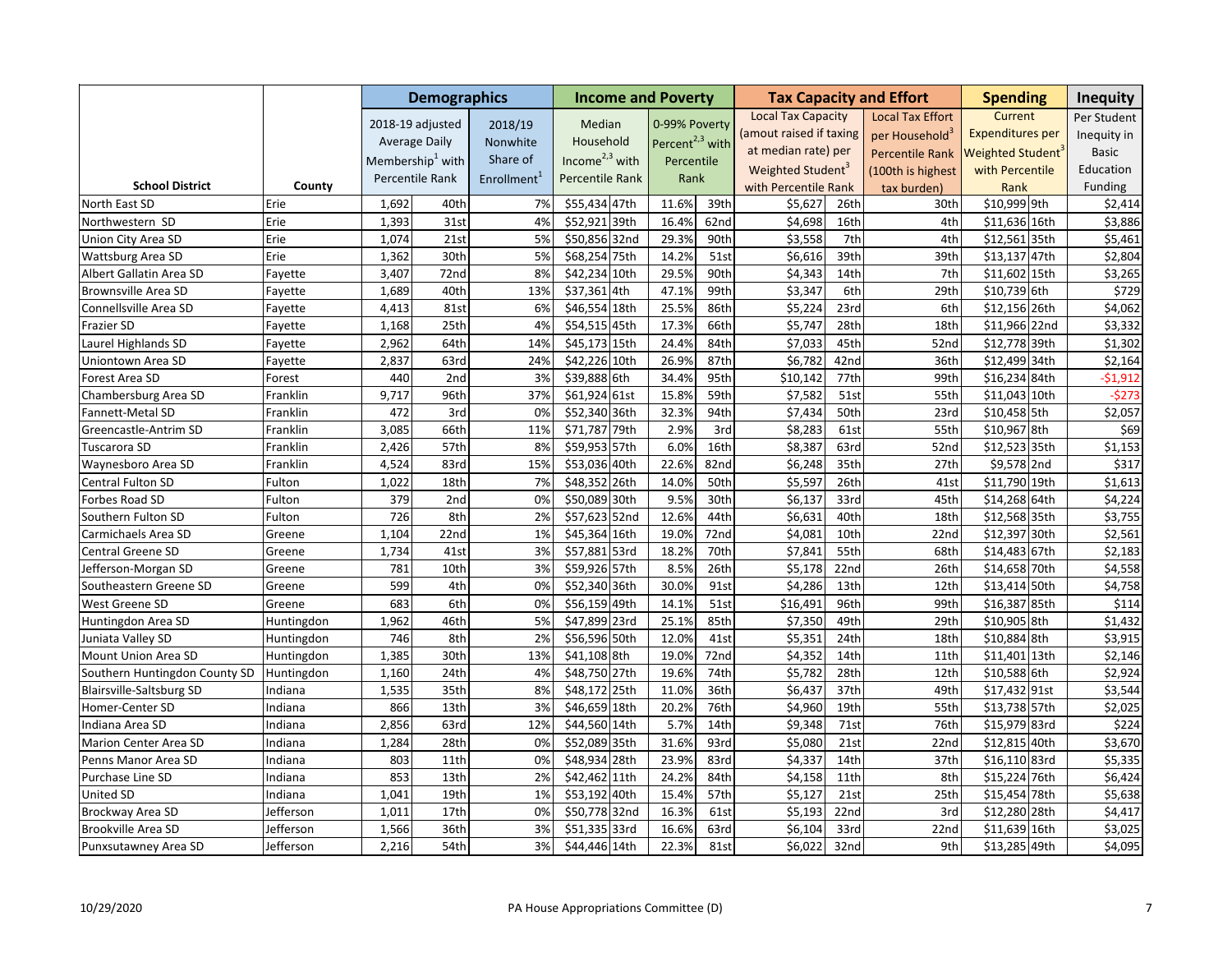| School District | County | Demographics | | | Income and Poverty | | | | Tax Capacity and Effort | | | Spending | | Inequity |
|---|---|---|---|---|---|---|---|---|---|---|---|---|---|---|
| | | 2018-19 adjusted Average Daily Membership[1] with Percentile Rank | | 2018/19 Nonwhite Share of Enrollment[1] | Median Household Income[2,3] with Percentile Rank | | 0-99% Poverty Percent[2,3] with Percentile Rank | | Local Tax Capacity (amout raised if taxing at median rate) per Weighted Student[3] with Percentile Rank | | Local Tax Effort per Household[3] Percentile Rank (100th is highest tax burden) | Current Expenditures per Weighted Student[3] with Percentile Rank | | Per Student Inequity in Basic Education Funding |
| North East SD | Erie | 1,692 | 40th | 7% | $55,434 | 47th | 11.6% | 39th | $5,627 | 26th | 30th | $10,999 | 9th | $2,414 |
| Northwestern SD | Erie | 1,393 | 31st | 4% | $52,921 | 39th | 16.4% | 62nd | $4,698 | 16th | 4th | $11,636 | 16th | $3,886 |
| Union City Area SD | Erie | 1,074 | 21st | 5% | $50,856 | 32nd | 29.3% | 90th | $3,558 | 7th | 4th | $12,561 | 35th | $5,461 |
| Wattsburg Area SD | Erie | 1,362 | 30th | 5% | $68,254 | 75th | 14.2% | 51st | $6,616 | 39th | 39th | $13,137 | 47th | $2,804 |
| Albert Gallatin Area SD | Fayette | 3,407 | 72nd | 8% | $42,234 | 10th | 29.5% | 90th | $4,343 | 14th | 7th | $11,602 | 15th | $3,265 |
| Brownsville Area SD | Fayette | 1,689 | 40th | 13% | $37,361 | 4th | 47.1% | 99th | $3,347 | 6th | 29th | $10,739 | 6th | $729 |
| Connellsville Area SD | Fayette | 4,413 | 81st | 6% | $46,554 | 18th | 25.5% | 86th | $5,224 | 23rd | 6th | $12,156 | 26th | $4,062 |
| Frazier SD | Fayette | 1,168 | 25th | 4% | $54,515 | 45th | 17.3% | 66th | $5,747 | 28th | 18th | $11,966 | 22nd | $3,332 |
| Laurel Highlands SD | Fayette | 2,962 | 64th | 14% | $45,173 | 15th | 24.4% | 84th | $7,033 | 45th | 52nd | $12,778 | 39th | $1,302 |
| Uniontown Area SD | Fayette | 2,837 | 63rd | 24% | $42,226 | 10th | 26.9% | 87th | $6,782 | 42nd | 36th | $12,499 | 34th | $2,164 |
| Forest Area SD | Forest | 440 | 2nd | 3% | $39,888 | 6th | 34.4% | 95th | $10,142 | 77th | 99th | $16,234 | 84th | -$1,912 |
| Chambersburg Area SD | Franklin | 9,717 | 96th | 37% | $61,924 | 61st | 15.8% | 59th | $7,582 | 51st | 55th | $11,043 | 10th | -$273 |
| Fannett-Metal SD | Franklin | 472 | 3rd | 0% | $52,340 | 36th | 32.3% | 94th | $7,434 | 50th | 23rd | $10,458 | 5th | $2,057 |
| Greencastle-Antrim SD | Franklin | 3,085 | 66th | 11% | $71,787 | 79th | 2.9% | 3rd | $8,283 | 61st | 55th | $10,967 | 8th | $69 |
| Tuscarora SD | Franklin | 2,426 | 57th | 8% | $59,953 | 57th | 6.0% | 16th | $8,387 | 63rd | 52nd | $12,523 | 35th | $1,153 |
| Waynesboro Area SD | Franklin | 4,524 | 83rd | 15% | $53,036 | 40th | 22.6% | 82nd | $6,248 | 35th | 27th | $9,578 | 2nd | $317 |
| Central Fulton SD | Fulton | 1,022 | 18th | 7% | $48,352 | 26th | 14.0% | 50th | $5,597 | 26th | 41st | $11,790 | 19th | $1,613 |
| Forbes Road SD | Fulton | 379 | 2nd | 0% | $50,089 | 30th | 9.5% | 30th | $6,137 | 33rd | 45th | $14,268 | 64th | $4,224 |
| Southern Fulton SD | Fulton | 726 | 8th | 2% | $57,623 | 52nd | 12.6% | 44th | $6,631 | 40th | 18th | $12,568 | 35th | $3,755 |
| Carmichaels Area SD | Greene | 1,104 | 22nd | 1% | $45,364 | 16th | 19.0% | 72nd | $4,081 | 10th | 22nd | $12,397 | 30th | $2,561 |
| Central Greene SD | Greene | 1,734 | 41st | 3% | $57,881 | 53rd | 18.2% | 70th | $7,841 | 55th | 68th | $14,483 | 67th | $2,183 |
| Jefferson-Morgan SD | Greene | 781 | 10th | 3% | $59,926 | 57th | 8.5% | 26th | $5,178 | 22nd | 26th | $14,658 | 70th | $4,558 |
| Southeastern Greene SD | Greene | 599 | 4th | 0% | $52,340 | 36th | 30.0% | 91st | $4,286 | 13th | 12th | $13,414 | 50th | $4,758 |
| West Greene SD | Greene | 683 | 6th | 0% | $56,159 | 49th | 14.1% | 51st | $16,491 | 96th | 99th | $16,387 | 85th | $114 |
| Huntingdon Area SD | Huntingdon | 1,962 | 46th | 5% | $47,899 | 23rd | 25.1% | 85th | $7,350 | 49th | 29th | $10,905 | 8th | $1,432 |
| Juniata Valley SD | Huntingdon | 746 | 8th | 2% | $56,596 | 50th | 12.0% | 41st | $5,351 | 24th | 18th | $10,884 | 8th | $3,915 |
| Mount Union Area SD | Huntingdon | 1,385 | 30th | 13% | $41,108 | 8th | 19.0% | 72nd | $4,352 | 14th | 11th | $11,401 | 13th | $2,146 |
| Southern Huntingdon County SD | Huntingdon | 1,160 | 24th | 4% | $48,750 | 27th | 19.6% | 74th | $5,782 | 28th | 12th | $10,588 | 6th | $2,924 |
| Blairsville-Saltsburg SD | Indiana | 1,535 | 35th | 8% | $48,172 | 25th | 11.0% | 36th | $6,437 | 37th | 49th | $17,432 | 91st | $3,544 |
| Homer-Center SD | Indiana | 866 | 13th | 3% | $46,659 | 18th | 20.2% | 76th | $4,960 | 19th | 55th | $13,738 | 57th | $2,025 |
| Indiana Area SD | Indiana | 2,856 | 63rd | 12% | $44,560 | 14th | 5.7% | 14th | $9,348 | 71st | 76th | $15,979 | 83rd | $224 |
| Marion Center Area SD | Indiana | 1,284 | 28th | 0% | $52,089 | 35th | 31.6% | 93rd | $5,080 | 21st | 22nd | $12,815 | 40th | $3,670 |
| Penns Manor Area SD | Indiana | 803 | 11th | 0% | $48,934 | 28th | 23.9% | 83rd | $4,337 | 14th | 37th | $16,110 | 83rd | $5,335 |
| Purchase Line SD | Indiana | 853 | 13th | 2% | $42,462 | 11th | 24.2% | 84th | $4,158 | 11th | 8th | $15,224 | 76th | $6,424 |
| United SD | Indiana | 1,041 | 19th | 1% | $53,192 | 40th | 15.4% | 57th | $5,127 | 21st | 25th | $15,454 | 78th | $5,638 |
| Brockway Area SD | Jefferson | 1,011 | 17th | 0% | $50,778 | 32nd | 16.3% | 61st | $5,193 | 22nd | 3rd | $12,280 | 28th | $4,417 |
| Brookville Area SD | Jefferson | 1,566 | 36th | 3% | $51,335 | 33rd | 16.6% | 63rd | $6,104 | 33rd | 22nd | $11,639 | 16th | $3,025 |
| Punxsutawney Area SD | Jefferson | 2,216 | 54th | 3% | $44,446 | 14th | 22.3% | 81st | $6,022 | 32nd | 9th | $13,285 | 49th | $4,095 |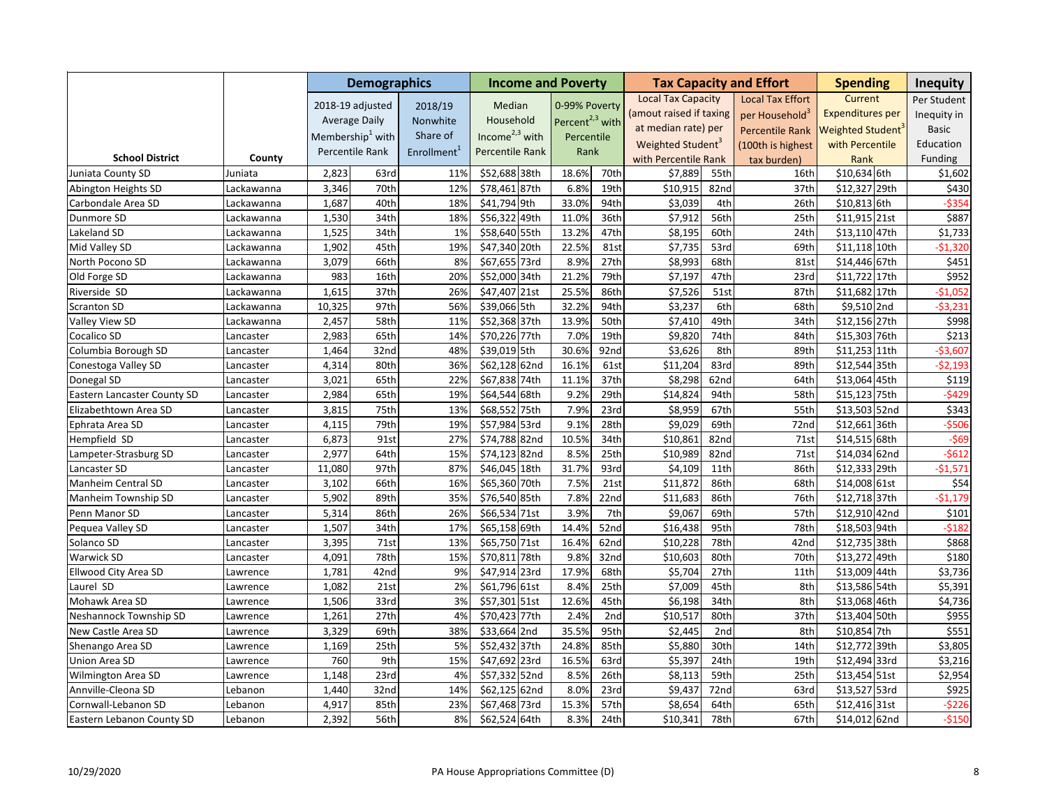| | | Demographics | | | Income and Poverty | | | | Tax Capacity and Effort | | | Spending | | Inequity |
|---|---|---|---|---|---|---|---|---|---|---|---|---|---|---|
| School District | County | 2018-19 adjusted Average Daily Membership[1] with Percentile Rank | | 2018/19 Nonwhite Share of Enrollment[1] | Median Household Income[2,3] with Percentile Rank | | 0-99% Poverty Percent[2,3] with Percentile Rank | | Local Tax Capacity (amout raised if taxing at median rate) per Weighted Student[3] with Percentile Rank | | Local Tax Effort per Household[3] Percentile Rank (100th is highest tax burden) | Current Expenditures per Weighted Student[3] with Percentile Rank | | Per Student Inequity in Basic Education Funding |
| Juniata County SD | Juniata | 2,823 | 63rd | 11% | $52,688 | 38th | 18.6% | 70th | $7,889 | 55th | 16th | $10,634 | 6th | $1,602 |
| Abington Heights SD | Lackawanna | 3,346 | 70th | 12% | $78,461 | 87th | 6.8% | 19th | $10,915 | 82nd | 37th | $12,327 | 29th | $430 |
| Carbondale Area SD | Lackawanna | 1,687 | 40th | 18% | $41,794 | 9th | 33.0% | 94th | $3,039 | 4th | 26th | $10,813 | 6th | -$354 |
| Dunmore SD | Lackawanna | 1,530 | 34th | 18% | $56,322 | 49th | 11.0% | 36th | $7,912 | 56th | 25th | $11,915 | 21st | $887 |
| Lakeland SD | Lackawanna | 1,525 | 34th | 1% | $58,640 | 55th | 13.2% | 47th | $8,195 | 60th | 24th | $13,110 | 47th | $1,733 |
| Mid Valley SD | Lackawanna | 1,902 | 45th | 19% | $47,340 | 20th | 22.5% | 81st | $7,735 | 53rd | 69th | $11,118 | 10th | -$1,320 |
| North Pocono SD | Lackawanna | 3,079 | 66th | 8% | $67,655 | 73rd | 8.9% | 27th | $8,993 | 68th | 81st | $14,446 | 67th | $451 |
| Old Forge SD | Lackawanna | 983 | 16th | 20% | $52,000 | 34th | 21.2% | 79th | $7,197 | 47th | 23rd | $11,722 | 17th | $952 |
| Riverside SD | Lackawanna | 1,615 | 37th | 26% | $47,407 | 21st | 25.5% | 86th | $7,526 | 51st | 87th | $11,682 | 17th | -$1,052 |
| Scranton SD | Lackawanna | 10,325 | 97th | 56% | $39,066 | 5th | 32.2% | 94th | $3,237 | 6th | 68th | $9,510 | 2nd | -$3,231 |
| Valley View SD | Lackawanna | 2,457 | 58th | 11% | $52,368 | 37th | 13.9% | 50th | $7,410 | 49th | 34th | $12,156 | 27th | $998 |
| Cocalico SD | Lancaster | 2,983 | 65th | 14% | $70,226 | 77th | 7.0% | 19th | $9,820 | 74th | 84th | $15,303 | 76th | $213 |
| Columbia Borough SD | Lancaster | 1,464 | 32nd | 48% | $39,019 | 5th | 30.6% | 92nd | $3,626 | 8th | 89th | $11,253 | 11th | -$3,607 |
| Conestoga Valley SD | Lancaster | 4,314 | 80th | 36% | $62,128 | 62nd | 16.1% | 61st | $11,204 | 83rd | 89th | $12,544 | 35th | -$2,193 |
| Donegal SD | Lancaster | 3,021 | 65th | 22% | $67,838 | 74th | 11.1% | 37th | $8,298 | 62nd | 64th | $13,064 | 45th | $119 |
| Eastern Lancaster County SD | Lancaster | 2,984 | 65th | 19% | $64,544 | 68th | 9.2% | 29th | $14,824 | 94th | 58th | $15,123 | 75th | -$429 |
| Elizabethtown Area SD | Lancaster | 3,815 | 75th | 13% | $68,552 | 75th | 7.9% | 23rd | $8,959 | 67th | 55th | $13,503 | 52nd | $343 |
| Ephrata Area SD | Lancaster | 4,115 | 79th | 19% | $57,984 | 53rd | 9.1% | 28th | $9,029 | 69th | 72nd | $12,661 | 36th | -$506 |
| Hempfield SD | Lancaster | 6,873 | 91st | 27% | $74,788 | 82nd | 10.5% | 34th | $10,861 | 82nd | 71st | $14,515 | 68th | -$69 |
| Lampeter-Strasburg SD | Lancaster | 2,977 | 64th | 15% | $74,123 | 82nd | 8.5% | 25th | $10,989 | 82nd | 71st | $14,034 | 62nd | -$612 |
| Lancaster SD | Lancaster | 11,080 | 97th | 87% | $46,045 | 18th | 31.7% | 93rd | $4,109 | 11th | 86th | $12,333 | 29th | -$1,571 |
| Manheim Central SD | Lancaster | 3,102 | 66th | 16% | $65,360 | 70th | 7.5% | 21st | $11,872 | 86th | 68th | $14,008 | 61st | $54 |
| Manheim Township SD | Lancaster | 5,902 | 89th | 35% | $76,540 | 85th | 7.8% | 22nd | $11,683 | 86th | 76th | $12,718 | 37th | -$1,179 |
| Penn Manor SD | Lancaster | 5,314 | 86th | 26% | $66,534 | 71st | 3.9% | 7th | $9,067 | 69th | 57th | $12,910 | 42nd | $101 |
| Pequea Valley SD | Lancaster | 1,507 | 34th | 17% | $65,158 | 69th | 14.4% | 52nd | $16,438 | 95th | 78th | $18,503 | 94th | -$182 |
| Solanco SD | Lancaster | 3,395 | 71st | 13% | $65,750 | 71st | 16.4% | 62nd | $10,228 | 78th | 42nd | $12,735 | 38th | $868 |
| Warwick SD | Lancaster | 4,091 | 78th | 15% | $70,811 | 78th | 9.8% | 32nd | $10,603 | 80th | 70th | $13,272 | 49th | $180 |
| Ellwood City Area SD | Lawrence | 1,781 | 42nd | 9% | $47,914 | 23rd | 17.9% | 68th | $5,704 | 27th | 11th | $13,009 | 44th | $3,736 |
| Laurel SD | Lawrence | 1,082 | 21st | 2% | $61,796 | 61st | 8.4% | 25th | $7,009 | 45th | 8th | $13,586 | 54th | $5,391 |
| Mohawk Area SD | Lawrence | 1,506 | 33rd | 3% | $57,301 | 51st | 12.6% | 45th | $6,198 | 34th | 8th | $13,068 | 46th | $4,736 |
| Neshannock Township SD | Lawrence | 1,261 | 27th | 4% | $70,423 | 77th | 2.4% | 2nd | $10,517 | 80th | 37th | $13,404 | 50th | $955 |
| New Castle Area SD | Lawrence | 3,329 | 69th | 38% | $33,664 | 2nd | 35.5% | 95th | $2,445 | 2nd | 8th | $10,854 | 7th | $551 |
| Shenango Area SD | Lawrence | 1,169 | 25th | 5% | $52,432 | 37th | 24.8% | 85th | $5,880 | 30th | 14th | $12,772 | 39th | $3,805 |
| Union Area SD | Lawrence | 760 | 9th | 15% | $47,692 | 23rd | 16.5% | 63rd | $5,397 | 24th | 19th | $12,494 | 33rd | $3,216 |
| Wilmington Area SD | Lawrence | 1,148 | 23rd | 4% | $57,332 | 52nd | 8.5% | 26th | $8,113 | 59th | 25th | $13,454 | 51st | $2,954 |
| Annville-Cleona SD | Lebanon | 1,440 | 32nd | 14% | $62,125 | 62nd | 8.0% | 23rd | $9,437 | 72nd | 63rd | $13,527 | 53rd | $925 |
| Cornwall-Lebanon SD | Lebanon | 4,917 | 85th | 23% | $67,468 | 73rd | 15.3% | 57th | $8,654 | 64th | 65th | $12,416 | 31st | -$226 |
| Eastern Lebanon County SD | Lebanon | 2,392 | 56th | 8% | $62,524 | 64th | 8.3% | 24th | $10,341 | 78th | 67th | $14,012 | 62nd | -$150 |

10/29/2020 PA House Appropriations Committee (D)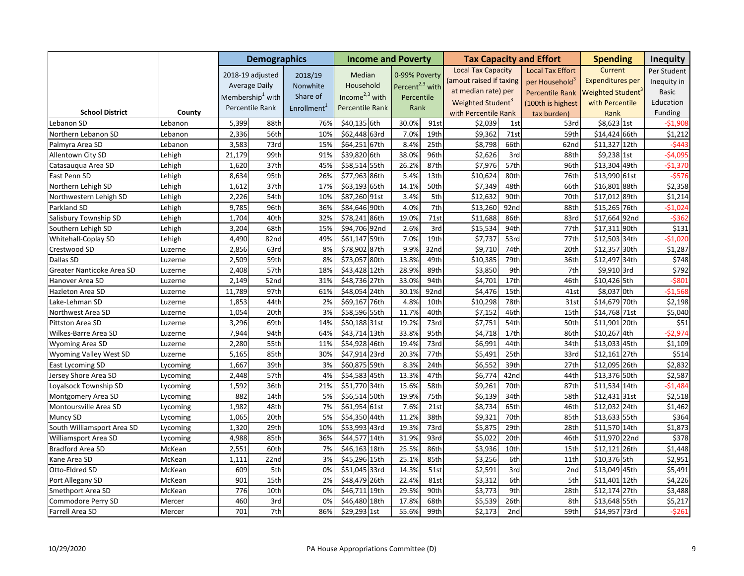| School District | County | Demographics | | | Income and Poverty | | | | Tax Capacity and Effort | | | Spending | | Inequity |
|---|---|---|---|---|---|---|---|---|---|---|---|---|---|---|
| | | 2018-19 adjusted Average Daily Membership[1] with Percentile Rank | | 2018/19 Nonwhite Share of Enrollment[1] | Median Household Income[2,3] with Percentile Rank | | 0-99% Poverty Percent[2,3] with Percentile Rank | | Local Tax Capacity (amout raised if taxing at median rate) per Weighted Student[3] with Percentile Rank | | Local Tax Effort per Household[3] Percentile Rank (100th is highest tax burden) | Current Expenditures per Weighted Student[3] with Percentile Rank | | Per Student Inequity in Basic Education Funding |
| Lebanon SD | Lebanon | 5,399 | 88th | 76% | $40,135 | 6th | 30.0% | 91st | $2,039 | 1st | 53rd | $8,623 | 1st | -$1,908 |
| Northern Lebanon SD | Lebanon | 2,336 | 56th | 10% | $62,448 | 63rd | 7.0% | 19th | $9,362 | 71st | 59th | $14,424 | 66th | $1,212 |
| Palmyra Area SD | Lebanon | 3,583 | 73rd | 15% | $64,251 | 67th | 8.4% | 25th | $8,798 | 66th | 62nd | $11,327 | 12th | -$443 |
| Allentown City SD | Lehigh | 21,179 | 99th | 91% | $39,820 | 6th | 38.0% | 96th | $2,626 | 3rd | 88th | $9,238 | 1st | -$4,095 |
| Catasauqua Area SD | Lehigh | 1,620 | 37th | 45% | $58,514 | 55th | 26.2% | 87th | $7,976 | 57th | 96th | $13,304 | 49th | -$1,370 |
| East Penn SD | Lehigh | 8,634 | 95th | 26% | $77,963 | 86th | 5.4% | 13th | $10,624 | 80th | 76th | $13,990 | 61st | -$576 |
| Northern Lehigh SD | Lehigh | 1,612 | 37th | 17% | $63,193 | 65th | 14.1% | 50th | $7,349 | 48th | 66th | $16,801 | 88th | $2,358 |
| Northwestern Lehigh SD | Lehigh | 2,226 | 54th | 10% | $87,260 | 91st | 3.4% | 5th | $12,632 | 90th | 70th | $17,012 | 89th | $1,214 |
| Parkland SD | Lehigh | 9,785 | 96th | 36% | $84,646 | 90th | 4.0% | 7th | $13,260 | 92nd | 88th | $15,265 | 76th | -$1,024 |
| Salisbury Township SD | Lehigh | 1,704 | 40th | 32% | $78,241 | 86th | 19.0% | 71st | $11,688 | 86th | 83rd | $17,664 | 92nd | -$362 |
| Southern Lehigh SD | Lehigh | 3,204 | 68th | 15% | $94,706 | 92nd | 2.6% | 3rd | $15,534 | 94th | 77th | $17,311 | 90th | $131 |
| Whitehall-Coplay SD | Lehigh | 4,490 | 82nd | 49% | $61,147 | 59th | 7.0% | 19th | $7,737 | 53rd | 77th | $12,503 | 34th | -$1,020 |
| Crestwood SD | Luzerne | 2,856 | 63rd | 8% | $78,902 | 87th | 9.9% | 32nd | $9,710 | 74th | 20th | $12,357 | 30th | $1,287 |
| Dallas SD | Luzerne | 2,509 | 59th | 8% | $73,057 | 80th | 13.8% | 49th | $10,385 | 79th | 36th | $12,497 | 34th | $748 |
| Greater Nanticoke Area SD | Luzerne | 2,408 | 57th | 18% | $43,428 | 12th | 28.9% | 89th | $3,850 | 9th | 7th | $9,910 | 3rd | $792 |
| Hanover Area SD | Luzerne | 2,149 | 52nd | 31% | $48,736 | 27th | 33.0% | 94th | $4,701 | 17th | 46th | $10,426 | 5th | -$801 |
| Hazleton Area SD | Luzerne | 11,789 | 97th | 61% | $48,054 | 24th | 30.1% | 92nd | $4,476 | 15th | 41st | $8,037 | 0th | -$1,568 |
| Lake-Lehman SD | Luzerne | 1,853 | 44th | 2% | $69,167 | 76th | 4.8% | 10th | $10,298 | 78th | 31st | $14,679 | 70th | $2,198 |
| Northwest Area SD | Luzerne | 1,054 | 20th | 3% | $58,596 | 55th | 11.7% | 40th | $7,152 | 46th | 15th | $14,768 | 71st | $5,040 |
| Pittston Area SD | Luzerne | 3,296 | 69th | 14% | $50,188 | 31st | 19.2% | 73rd | $7,751 | 54th | 50th | $11,901 | 20th | $51 |
| Wilkes-Barre Area SD | Luzerne | 7,944 | 94th | 64% | $43,714 | 13th | 33.8% | 95th | $4,718 | 17th | 86th | $10,267 | 4th | -$2,974 |
| Wyoming Area SD | Luzerne | 2,280 | 55th | 11% | $54,928 | 46th | 19.4% | 73rd | $6,991 | 44th | 34th | $13,033 | 45th | $1,109 |
| Wyoming Valley West SD | Luzerne | 5,165 | 85th | 30% | $47,914 | 23rd | 20.3% | 77th | $5,491 | 25th | 33rd | $12,161 | 27th | $514 |
| East Lycoming SD | Lycoming | 1,667 | 39th | 3% | $60,875 | 59th | 8.3% | 24th | $6,552 | 39th | 27th | $12,095 | 26th | $2,832 |
| Jersey Shore Area SD | Lycoming | 2,448 | 57th | 4% | $54,583 | 45th | 13.3% | 47th | $6,774 | 42nd | 44th | $13,376 | 50th | $2,587 |
| Loyalsock Township SD | Lycoming | 1,592 | 36th | 21% | $51,770 | 34th | 15.6% | 58th | $9,261 | 70th | 87th | $11,534 | 14th | -$1,484 |
| Montgomery Area SD | Lycoming | 882 | 14th | 5% | $56,514 | 50th | 19.9% | 75th | $6,139 | 34th | 58th | $12,431 | 31st | $2,518 |
| Montoursville Area SD | Lycoming | 1,982 | 48th | 7% | $61,954 | 61st | 7.6% | 21st | $8,734 | 65th | 46th | $12,032 | 24th | $1,462 |
| Muncy SD | Lycoming | 1,065 | 20th | 5% | $54,350 | 44th | 11.2% | 38th | $9,321 | 70th | 85th | $13,633 | 55th | $364 |
| South Williamsport Area SD | Lycoming | 1,320 | 29th | 10% | $53,993 | 43rd | 19.3% | 73rd | $5,875 | 29th | 28th | $11,570 | 14th | $1,873 |
| Williamsport Area SD | Lycoming | 4,988 | 85th | 36% | $44,577 | 14th | 31.9% | 93rd | $5,022 | 20th | 46th | $11,970 | 22nd | $378 |
| Bradford Area SD | McKean | 2,551 | 60th | 7% | $46,163 | 18th | 25.5% | 86th | $3,936 | 10th | 15th | $12,121 | 26th | $1,448 |
| Kane Area SD | McKean | 1,111 | 22nd | 3% | $45,296 | 15th | 25.1% | 85th | $3,256 | 6th | 11th | $10,376 | 5th | $2,951 |
| Otto-Eldred SD | McKean | 609 | 5th | 0% | $51,045 | 33rd | 14.3% | 51st | $2,591 | 3rd | 2nd | $13,049 | 45th | $5,491 |
| Port Allegany SD | McKean | 901 | 15th | 2% | $48,479 | 26th | 22.4% | 81st | $3,312 | 6th | 5th | $11,401 | 12th | $4,226 |
| Smethport Area SD | McKean | 776 | 10th | 0% | $46,711 | 19th | 29.5% | 90th | $3,773 | 9th | 28th | $12,174 | 27th | $3,488 |
| Commodore Perry SD | Mercer | 460 | 3rd | 0% | $46,480 | 18th | 17.8% | 68th | $5,539 | 26th | 8th | $13,648 | 55th | $5,217 |
| Farrell Area SD | Mercer | 701 | 7th | 86% | $29,293 | 1st | 55.6% | 99th | $2,173 | 2nd | 59th | $14,957 | 73rd | -$261 |

10/29/2020 PA House Appropriations Committee (D)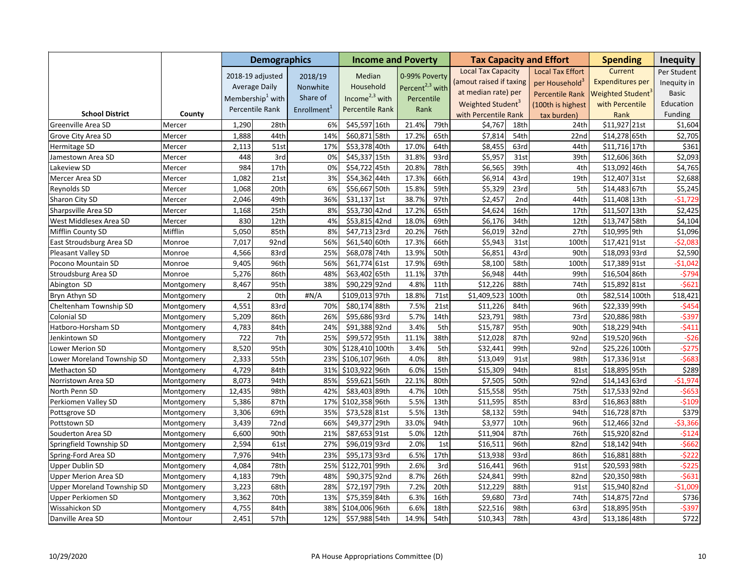| | | Demographics | | | Income and Poverty | | | | Tax Capacity and Effort | | | Spending | | Inequity |
|---|---|---|---|---|---|---|---|---|---|---|---|---|---|---|
| School District | County | 2018-19 adjusted Average Daily Membership[1] with Percentile Rank | | 2018/19 Nonwhite Share of Enrollment[1] | Median Household Income[2,3] with Percentile Rank | | 0-99% Poverty Percent[2,3] with Percentile Rank | | Local Tax Capacity (amout raised if taxing at median rate) per Weighted Student[3] with Percentile Rank | | Local Tax Effort per Household[3] Percentile Rank (100th is highest tax burden) | Current Expenditures per Weighted Student[3] with Percentile Rank | | Per Student Inequity in Basic Education Funding |
| Greenville Area SD | Mercer | 1,290 | 28th | 6% | $45,597 | 16th | 21.4% | 79th | $4,767 | 18th | 24th | $11,927 | 21st | $1,604 |
| Grove City Area SD | Mercer | 1,888 | 44th | 14% | $60,871 | 58th | 17.2% | 65th | $7,814 | 54th | 22nd | $14,278 | 65th | $2,705 |
| Hermitage SD | Mercer | 2,113 | 51st | 17% | $53,378 | 40th | 17.0% | 64th | $8,455 | 63rd | 44th | $11,716 | 17th | $361 |
| Jamestown Area SD | Mercer | 448 | 3rd | 0% | $45,337 | 15th | 31.8% | 93rd | $5,957 | 31st | 39th | $12,606 | 36th | $2,093 |
| Lakeview SD | Mercer | 984 | 17th | 0% | $54,722 | 45th | 20.8% | 78th | $6,565 | 39th | 4th | $13,092 | 46th | $4,765 |
| Mercer Area SD | Mercer | 1,082 | 21st | 3% | $54,362 | 44th | 17.3% | 66th | $6,914 | 43rd | 19th | $12,407 | 31st | $2,688 |
| Reynolds SD | Mercer | 1,068 | 20th | 6% | $56,667 | 50th | 15.8% | 59th | $5,329 | 23rd | 5th | $14,483 | 67th | $5,245 |
| Sharon City SD | Mercer | 2,046 | 49th | 36% | $31,137 | 1st | 38.7% | 97th | $2,457 | 2nd | 44th | $11,408 | 13th | -$1,729 |
| Sharpsville Area SD | Mercer | 1,168 | 25th | 8% | $53,730 | 42nd | 17.2% | 65th | $4,624 | 16th | 17th | $11,507 | 13th | $2,425 |
| West Middlesex Area SD | Mercer | 830 | 12th | 4% | $53,815 | 42nd | 18.0% | 69th | $6,176 | 34th | 12th | $13,747 | 58th | $4,104 |
| Mifflin County SD | Mifflin | 5,050 | 85th | 8% | $47,713 | 23rd | 20.2% | 76th | $6,019 | 32nd | 27th | $10,995 | 9th | $1,096 |
| East Stroudsburg Area SD | Monroe | 7,017 | 92nd | 56% | $61,540 | 60th | 17.3% | 66th | $5,943 | 31st | 100th | $17,421 | 91st | -$2,083 |
| Pleasant Valley SD | Monroe | 4,566 | 83rd | 25% | $68,078 | 74th | 13.9% | 50th | $6,851 | 43rd | 90th | $18,093 | 93rd | $2,590 |
| Pocono Mountain SD | Monroe | 9,405 | 96th | 56% | $61,774 | 61st | 17.9% | 69th | $8,100 | 58th | 100th | $17,389 | 91st | -$1,042 |
| Stroudsburg Area SD | Monroe | 5,276 | 86th | 48% | $63,402 | 65th | 11.1% | 37th | $6,948 | 44th | 99th | $16,504 | 86th | -$794 |
| Abington SD | Montgomery | 8,467 | 95th | 38% | $90,229 | 92nd | 4.8% | 11th | $12,226 | 88th | 74th | $15,892 | 81st | -$621 |
| Bryn Athyn SD | Montgomery | 2 | 0th | #N/A | $109,013 | 97th | 18.8% | 71st | $1,409,523 | 100th | 0th | $82,514 | 100th | $18,421 |
| Cheltenham Township SD | Montgomery | 4,551 | 83rd | 70% | $80,174 | 88th | 7.5% | 21st | $11,226 | 84th | 96th | $22,339 | 99th | -$454 |
| Colonial SD | Montgomery | 5,209 | 86th | 26% | $95,686 | 93rd | 5.7% | 14th | $23,791 | 98th | 73rd | $20,886 | 98th | -$397 |
| Hatboro-Horsham SD | Montgomery | 4,783 | 84th | 24% | $91,388 | 92nd | 3.4% | 5th | $15,787 | 95th | 90th | $18,229 | 94th | -$411 |
| Jenkintown SD | Montgomery | 722 | 7th | 25% | $99,572 | 95th | 11.1% | 38th | $12,028 | 87th | 92nd | $19,520 | 96th | -$26 |
| Lower Merion SD | Montgomery | 8,520 | 95th | 30% | $128,410 | 100th | 3.4% | 5th | $32,441 | 99th | 92nd | $25,226 | 100th | -$275 |
| Lower Moreland Township SD | Montgomery | 2,333 | 55th | 23% | $106,107 | 96th | 4.0% | 8th | $13,049 | 91st | 98th | $17,336 | 91st | -$683 |
| Methacton SD | Montgomery | 4,729 | 84th | 31% | $103,922 | 96th | 6.0% | 15th | $15,309 | 94th | 81st | $18,895 | 95th | $289 |
| Norristown Area SD | Montgomery | 8,073 | 94th | 85% | $59,621 | 56th | 22.1% | 80th | $7,505 | 50th | 92nd | $14,143 | 63rd | -$1,974 |
| North Penn SD | Montgomery | 12,435 | 98th | 42% | $83,403 | 89th | 4.7% | 10th | $15,558 | 95th | 75th | $17,533 | 92nd | -$653 |
| Perkiomen Valley SD | Montgomery | 5,386 | 87th | 17% | $102,358 | 96th | 5.5% | 13th | $11,595 | 85th | 83rd | $16,863 | 88th | -$109 |
| Pottsgrove SD | Montgomery | 3,306 | 69th | 35% | $73,528 | 81st | 5.5% | 13th | $8,132 | 59th | 94th | $16,728 | 87th | $379 |
| Pottstown SD | Montgomery | 3,439 | 72nd | 66% | $49,377 | 29th | 33.0% | 94th | $3,977 | 10th | 96th | $12,466 | 32nd | -$3,366 |
| Souderton Area SD | Montgomery | 6,600 | 90th | 21% | $87,653 | 91st | 5.0% | 12th | $11,904 | 87th | 76th | $15,920 | 82nd | -$124 |
| Springfield Township SD | Montgomery | 2,594 | 61st | 27% | $96,019 | 93rd | 2.0% | 1st | $16,511 | 96th | 82nd | $18,142 | 94th | -$662 |
| Spring-Ford Area SD | Montgomery | 7,976 | 94th | 23% | $95,173 | 93rd | 6.5% | 17th | $13,938 | 93rd | 86th | $16,881 | 88th | -$222 |
| Upper Dublin SD | Montgomery | 4,084 | 78th | 25% | $122,701 | 99th | 2.6% | 3rd | $16,441 | 96th | 91st | $20,593 | 98th | -$225 |
| Upper Merion Area SD | Montgomery | 4,183 | 79th | 48% | $90,375 | 92nd | 8.7% | 26th | $24,841 | 99th | 82nd | $20,350 | 98th | -$631 |
| Upper Moreland Township SD | Montgomery | 3,223 | 68th | 28% | $72,197 | 79th | 7.2% | 20th | $12,229 | 88th | 91st | $15,940 | 82nd | -$1,009 |
| Upper Perkiomen SD | Montgomery | 3,362 | 70th | 13% | $75,359 | 84th | 6.3% | 16th | $9,680 | 73rd | 74th | $14,875 | 72nd | $736 |
| Wissahickon SD | Montgomery | 4,755 | 84th | 38% | $104,006 | 96th | 6.6% | 18th | $22,516 | 98th | 63rd | $18,895 | 95th | -$397 |
| Danville Area SD | Montour | 2,451 | 57th | 12% | $57,988 | 54th | 14.9% | 54th | $10,343 | 78th | 43rd | $13,186 | 48th | $722 |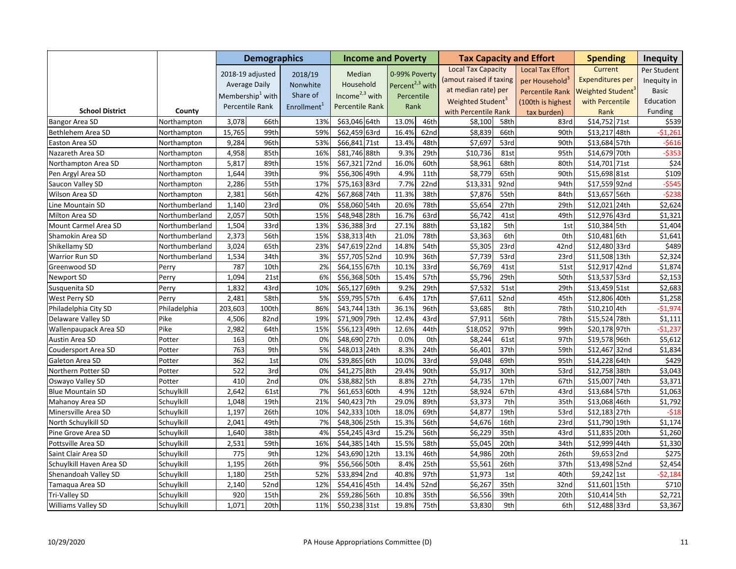| School District | County | Demographics | | | Income and Poverty | | | | Tax Capacity and Effort | | | Spending | | Inequity |
|---|---|---|---|---|---|---|---|---|---|---|---|---|---|---|
| | | 2018-19 adjusted Average Daily Membership[1] with Percentile Rank | | 2018/19 Nonwhite Share of Enrollment[1] | Median Household Income[2,3] with Percentile Rank | | 0-99% Poverty Percent[2,3] with Percentile Rank | | Local Tax Capacity (amout raised if taxing at median rate) per Weighted Student[3] with Percentile Rank | | Local Tax Effort per Household[3] Percentile Rank (100th is highest tax burden) | Current Expenditures per Weighted Student[3] with Percentile Rank | | Per Student Inequity in Basic Education Funding |
| Bangor Area SD | Northampton | 3,078 | 66th | 13% | $63,046 | 64th | 13.0% | 46th | $8,100 | 58th | 83rd | $14,752 | 71st | $539 |
| Bethlehem Area SD | Northampton | 15,765 | 99th | 59% | $62,459 | 63rd | 16.4% | 62nd | $8,839 | 66th | 90th | $13,217 | 48th | -$1,261 |
| Easton Area SD | Northampton | 9,284 | 96th | 53% | $66,841 | 71st | 13.4% | 48th | $7,697 | 53rd | 90th | $13,684 | 57th | -$616 |
| Nazareth Area SD | Northampton | 4,958 | 85th | 16% | $81,746 | 88th | 9.3% | 29th | $10,736 | 81st | 95th | $14,679 | 70th | -$353 |
| Northampton Area SD | Northampton | 5,817 | 89th | 15% | $67,321 | 72nd | 16.0% | 60th | $8,961 | 68th | 80th | $14,701 | 71st | $24 |
| Pen Argyl Area SD | Northampton | 1,644 | 39th | 9% | $56,306 | 49th | 4.9% | 11th | $8,779 | 65th | 90th | $15,698 | 81st | $109 |
| Saucon Valley SD | Northampton | 2,286 | 55th | 17% | $75,163 | 83rd | 7.7% | 22nd | $13,331 | 92nd | 94th | $17,559 | 92nd | -$545 |
| Wilson Area SD | Northampton | 2,381 | 56th | 42% | $67,868 | 74th | 11.3% | 38th | $7,876 | 55th | 84th | $13,657 | 56th | -$238 |
| Line Mountain SD | Northumberland | 1,140 | 23rd | 0% | $58,060 | 54th | 20.6% | 78th | $5,654 | 27th | 29th | $12,021 | 24th | $2,624 |
| Milton Area SD | Northumberland | 2,057 | 50th | 15% | $48,948 | 28th | 16.7% | 63rd | $6,742 | 41st | 49th | $12,976 | 43rd | $1,321 |
| Mount Carmel Area SD | Northumberland | 1,504 | 33rd | 13% | $36,388 | 3rd | 27.1% | 88th | $3,182 | 5th | 1st | $10,384 | 5th | $1,404 |
| Shamokin Area SD | Northumberland | 2,373 | 56th | 15% | $38,313 | 4th | 21.0% | 78th | $3,363 | 6th | 0th | $10,481 | 6th | $1,641 |
| Shikellamy SD | Northumberland | 3,024 | 65th | 23% | $47,619 | 22nd | 14.8% | 54th | $5,305 | 23rd | 42nd | $12,480 | 33rd | $489 |
| Warrior Run SD | Northumberland | 1,534 | 34th | 3% | $57,705 | 52nd | 10.9% | 36th | $7,739 | 53rd | 23rd | $11,508 | 13th | $2,324 |
| Greenwood SD | Perry | 787 | 10th | 2% | $64,155 | 67th | 10.1% | 33rd | $6,769 | 41st | 51st | $12,917 | 42nd | $1,874 |
| Newport SD | Perry | 1,094 | 21st | 6% | $56,368 | 50th | 15.4% | 57th | $5,796 | 29th | 50th | $13,537 | 53rd | $2,153 |
| Susquenita SD | Perry | 1,832 | 43rd | 10% | $65,127 | 69th | 9.2% | 29th | $7,532 | 51st | 29th | $13,459 | 51st | $2,683 |
| West Perry SD | Perry | 2,481 | 58th | 5% | $59,795 | 57th | 6.4% | 17th | $7,611 | 52nd | 45th | $12,806 | 40th | $1,258 |
| Philadelphia City SD | Philadelphia | 203,603 | 100th | 86% | $43,744 | 13th | 36.1% | 96th | $3,685 | 8th | 78th | $10,210 | 4th | -$1,974 |
| Delaware Valley SD | Pike | 4,506 | 82nd | 19% | $71,909 | 79th | 12.4% | 43rd | $7,911 | 56th | 78th | $15,524 | 78th | $1,111 |
| Wallenpaupack Area SD | Pike | 2,982 | 64th | 15% | $56,123 | 49th | 12.6% | 44th | $18,052 | 97th | 99th | $20,178 | 97th | -$1,237 |
| Austin Area SD | Potter | 163 | 0th | 0% | $48,690 | 27th | 0.0% | 0th | $8,244 | 61st | 97th | $19,578 | 96th | $5,612 |
| Coudersport Area SD | Potter | 763 | 9th | 5% | $48,013 | 24th | 8.3% | 24th | $6,401 | 37th | 59th | $12,467 | 32nd | $1,834 |
| Galeton Area SD | Potter | 362 | 1st | 0% | $39,865 | 6th | 10.0% | 33rd | $9,048 | 69th | 95th | $14,228 | 64th | $429 |
| Northern Potter SD | Potter | 522 | 3rd | 0% | $41,275 | 8th | 29.4% | 90th | $5,917 | 30th | 53rd | $12,758 | 38th | $3,043 |
| Oswayo Valley SD | Potter | 410 | 2nd | 0% | $38,882 | 5th | 8.8% | 27th | $4,735 | 17th | 67th | $15,007 | 74th | $3,371 |
| Blue Mountain SD | Schuylkill | 2,642 | 61st | 7% | $61,653 | 60th | 4.9% | 12th | $8,924 | 67th | 43rd | $13,684 | 57th | $1,063 |
| Mahanoy Area SD | Schuylkill | 1,048 | 19th | 21% | $40,423 | 7th | 29.0% | 89th | $3,373 | 7th | 35th | $13,068 | 46th | $1,792 |
| Minersville Area SD | Schuylkill | 1,197 | 26th | 10% | $42,333 | 10th | 18.0% | 69th | $4,877 | 19th | 53rd | $12,183 | 27th | -$18 |
| North Schuylkill SD | Schuylkill | 2,041 | 49th | 7% | $48,306 | 25th | 15.3% | 56th | $4,676 | 16th | 23rd | $11,790 | 19th | $1,174 |
| Pine Grove Area SD | Schuylkill | 1,640 | 38th | 4% | $54,245 | 43rd | 15.2% | 56th | $6,229 | 35th | 43rd | $11,835 | 20th | $1,260 |
| Pottsville Area SD | Schuylkill | 2,531 | 59th | 16% | $44,385 | 14th | 15.5% | 58th | $5,045 | 20th | 34th | $12,999 | 44th | $1,330 |
| Saint Clair Area SD | Schuylkill | 775 | 9th | 12% | $43,690 | 12th | 13.1% | 46th | $4,986 | 20th | 26th | $9,653 | 2nd | $275 |
| Schuylkill Haven Area SD | Schuylkill | 1,195 | 26th | 9% | $56,566 | 50th | 8.4% | 25th | $5,561 | 26th | 37th | $13,498 | 52nd | $2,454 |
| Shenandoah Valley SD | Schuylkill | 1,180 | 25th | 52% | $33,894 | 2nd | 40.8% | 97th | $1,973 | 1st | 40th | $9,242 | 1st | -$2,184 |
| Tamaqua Area SD | Schuylkill | 2,140 | 52nd | 12% | $54,416 | 45th | 14.4% | 52nd | $6,267 | 35th | 32nd | $11,601 | 15th | $710 |
| Tri-Valley SD | Schuylkill | 920 | 15th | 2% | $59,286 | 56th | 10.8% | 35th | $6,556 | 39th | 20th | $10,414 | 5th | $2,721 |
| Williams Valley SD | Schuylkill | 1,071 | 20th | 11% | $50,238 | 31st | 19.8% | 75th | $3,830 | 9th | 6th | $12,488 | 33rd | $3,367 |

10/29/2020 PA House Appropriations Committee (D)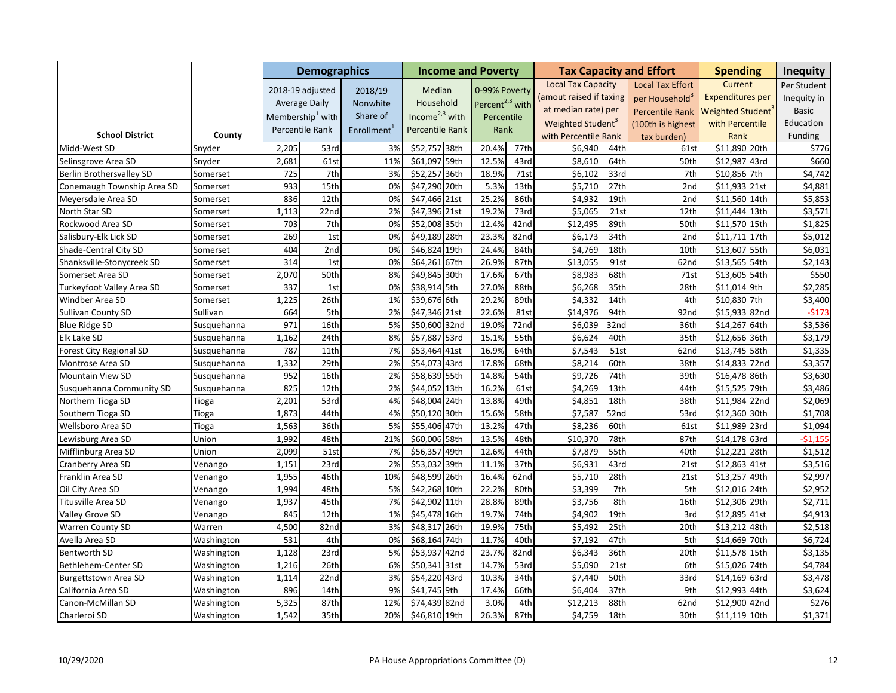| School District | County | Demographics | | | Income and Poverty | | | | Tax Capacity and Effort | | | Spending | | Inequity |
|---|---|---|---|---|---|---|---|---|---|---|---|---|---|---|
| | | 2018-19 adjusted Average Daily Membership[1] with Percentile Rank | | 2018/19 Nonwhite Share of Enrollment[1] | Median Household Income[2,3] with Percentile Rank | | 0-99% Poverty Percent[2,3] with Percentile Rank | | Local Tax Capacity (amout raised if taxing at median rate) per Weighted Student[3] with Percentile Rank | | Local Tax Effort per Household[3] Percentile Rank (100th is highest tax burden) | Current Expenditures per Weighted Student[3] with Percentile Rank | | Per Student Inequity in Basic Education Funding |
| Midd-West SD | Snyder | 2,205 | 53rd | 3% | $52,757 | 38th | 20.4% | 77th | $6,940 | 44th | 61st | $11,890 | 20th | $776 |
| Selinsgrove Area SD | Snyder | 2,681 | 61st | 11% | $61,097 | 59th | 12.5% | 43rd | $8,610 | 64th | 50th | $12,987 | 43rd | $660 |
| Berlin Brothersvalley SD | Somerset | 725 | 7th | 3% | $52,257 | 36th | 18.9% | 71st | $6,102 | 33rd | 7th | $10,856 | 7th | $4,742 |
| Conemaugh Township Area SD | Somerset | 933 | 15th | 0% | $47,290 | 20th | 5.3% | 13th | $5,710 | 27th | 2nd | $11,933 | 21st | $4,881 |
| Meyersdale Area SD | Somerset | 836 | 12th | 0% | $47,466 | 21st | 25.2% | 86th | $4,932 | 19th | 2nd | $11,560 | 14th | $5,853 |
| North Star SD | Somerset | 1,113 | 22nd | 2% | $47,396 | 21st | 19.2% | 73rd | $5,065 | 21st | 12th | $11,444 | 13th | $3,571 |
| Rockwood Area SD | Somerset | 703 | 7th | 0% | $52,008 | 35th | 12.4% | 42nd | $12,495 | 89th | 50th | $11,570 | 15th | $1,825 |
| Salisbury-Elk Lick SD | Somerset | 269 | 1st | 0% | $49,189 | 28th | 23.3% | 82nd | $6,173 | 34th | 2nd | $11,711 | 17th | $5,012 |
| Shade-Central City SD | Somerset | 404 | 2nd | 0% | $46,824 | 19th | 24.4% | 84th | $4,769 | 18th | 10th | $13,607 | 55th | $6,031 |
| Shanksville-Stonycreek SD | Somerset | 314 | 1st | 0% | $64,261 | 67th | 26.9% | 87th | $13,055 | 91st | 62nd | $13,565 | 54th | $2,143 |
| Somerset Area SD | Somerset | 2,070 | 50th | 8% | $49,845 | 30th | 17.6% | 67th | $8,983 | 68th | 71st | $13,605 | 54th | $550 |
| Turkeyfoot Valley Area SD | Somerset | 337 | 1st | 0% | $38,914 | 5th | 27.0% | 88th | $6,268 | 35th | 28th | $11,014 | 9th | $2,285 |
| Windber Area SD | Somerset | 1,225 | 26th | 1% | $39,676 | 6th | 29.2% | 89th | $4,332 | 14th | 4th | $10,830 | 7th | $3,400 |
| Sullivan County SD | Sullivan | 664 | 5th | 2% | $47,346 | 21st | 22.6% | 81st | $14,976 | 94th | 92nd | $15,933 | 82nd | -$173 |
| Blue Ridge SD | Susquehanna | 971 | 16th | 5% | $50,600 | 32nd | 19.0% | 72nd | $6,039 | 32nd | 36th | $14,267 | 64th | $3,536 |
| Elk Lake SD | Susquehanna | 1,162 | 24th | 8% | $57,887 | 53rd | 15.1% | 55th | $6,624 | 40th | 35th | $12,656 | 36th | $3,179 |
| Forest City Regional SD | Susquehanna | 787 | 11th | 7% | $53,464 | 41st | 16.9% | 64th | $7,543 | 51st | 62nd | $13,745 | 58th | $1,335 |
| Montrose Area SD | Susquehanna | 1,332 | 29th | 2% | $54,073 | 43rd | 17.8% | 68th | $8,214 | 60th | 38th | $14,833 | 72nd | $3,357 |
| Mountain View SD | Susquehanna | 952 | 16th | 2% | $58,639 | 55th | 14.8% | 54th | $9,726 | 74th | 39th | $16,478 | 86th | $3,630 |
| Susquehanna Community SD | Susquehanna | 825 | 12th | 2% | $44,052 | 13th | 16.2% | 61st | $4,269 | 13th | 44th | $15,525 | 79th | $3,486 |
| Northern Tioga SD | Tioga | 2,201 | 53rd | 4% | $48,004 | 24th | 13.8% | 49th | $4,851 | 18th | 38th | $11,984 | 22nd | $2,069 |
| Southern Tioga SD | Tioga | 1,873 | 44th | 4% | $50,120 | 30th | 15.6% | 58th | $7,587 | 52nd | 53rd | $12,360 | 30th | $1,708 |
| Wellsboro Area SD | Tioga | 1,563 | 36th | 5% | $55,406 | 47th | 13.2% | 47th | $8,236 | 60th | 61st | $11,989 | 23rd | $1,094 |
| Lewisburg Area SD | Union | 1,992 | 48th | 21% | $60,006 | 58th | 13.5% | 48th | $10,370 | 78th | 87th | $14,178 | 63rd | -$1,155 |
| Mifflinburg Area SD | Union | 2,099 | 51st | 7% | $56,357 | 49th | 12.6% | 44th | $7,879 | 55th | 40th | $12,221 | 28th | $1,512 |
| Cranberry Area SD | Venango | 1,151 | 23rd | 2% | $53,032 | 39th | 11.1% | 37th | $6,931 | 43rd | 21st | $12,863 | 41st | $3,516 |
| Franklin Area SD | Venango | 1,955 | 46th | 10% | $48,599 | 26th | 16.4% | 62nd | $5,710 | 28th | 21st | $13,257 | 49th | $2,997 |
| Oil City Area SD | Venango | 1,994 | 48th | 5% | $42,268 | 10th | 22.2% | 80th | $3,399 | 7th | 5th | $12,016 | 24th | $2,952 |
| Titusville Area SD | Venango | 1,937 | 45th | 7% | $42,902 | 11th | 28.8% | 89th | $3,756 | 8th | 16th | $12,306 | 29th | $2,711 |
| Valley Grove SD | Venango | 845 | 12th | 1% | $45,478 | 16th | 19.7% | 74th | $4,902 | 19th | 3rd | $12,895 | 41st | $4,913 |
| Warren County SD | Warren | 4,500 | 82nd | 3% | $48,317 | 26th | 19.9% | 75th | $5,492 | 25th | 20th | $13,212 | 48th | $2,518 |
| Avella Area SD | Washington | 531 | 4th | 0% | $68,164 | 74th | 11.7% | 40th | $7,192 | 47th | 5th | $14,669 | 70th | $6,724 |
| Bentworth SD | Washington | 1,128 | 23rd | 5% | $53,937 | 42nd | 23.7% | 82nd | $6,343 | 36th | 20th | $11,578 | 15th | $3,135 |
| Bethlehem-Center SD | Washington | 1,216 | 26th | 6% | $50,341 | 31st | 14.7% | 53rd | $5,090 | 21st | 6th | $15,026 | 74th | $4,784 |
| Burgettstown Area SD | Washington | 1,114 | 22nd | 3% | $54,220 | 43rd | 10.3% | 34th | $7,440 | 50th | 33rd | $14,169 | 63rd | $3,478 |
| California Area SD | Washington | 896 | 14th | 9% | $41,745 | 9th | 17.4% | 66th | $6,404 | 37th | 9th | $12,993 | 44th | $3,624 |
| Canon-McMillan SD | Washington | 5,325 | 87th | 12% | $74,439 | 82nd | 3.0% | 4th | $12,213 | 88th | 62nd | $12,900 | 42nd | $276 |
| Charleroi SD | Washington | 1,542 | 35th | 20% | $46,810 | 19th | 26.3% | 87th | $4,759 | 18th | 30th | $11,119 | 10th | $1,371 |

10/29/2020 PA House Appropriations Committee (D)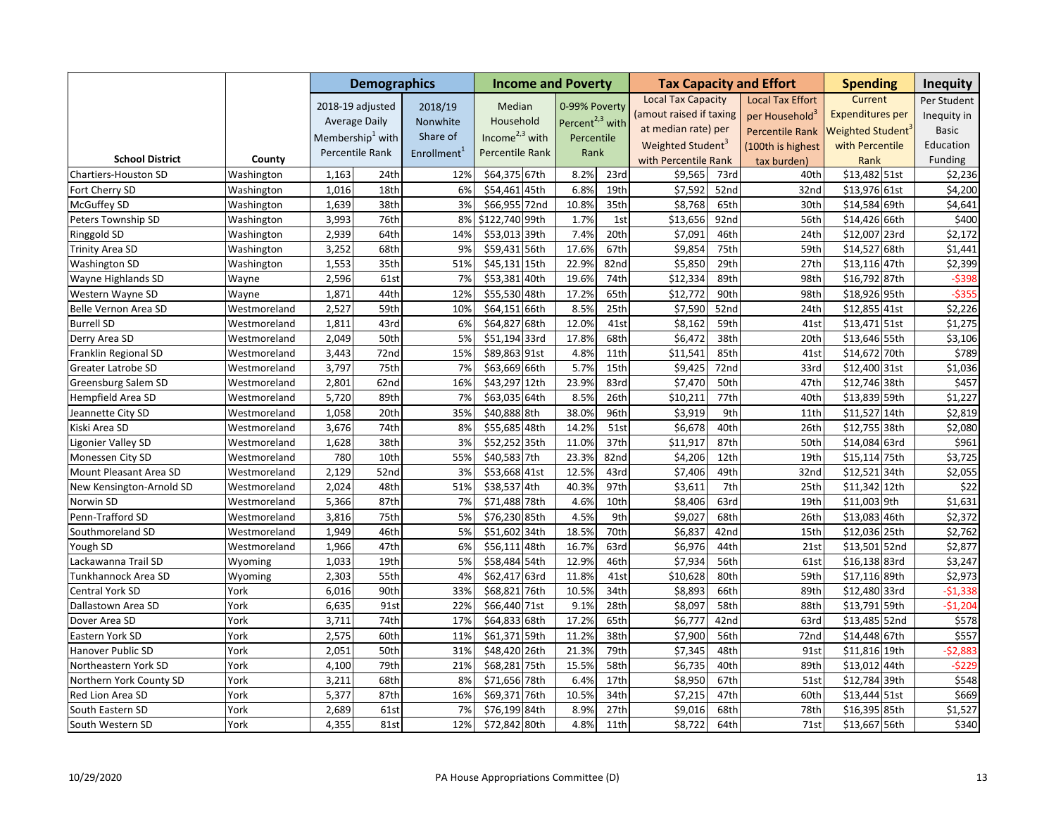| School District | County | Demographics | | | Income and Poverty | | | | Tax Capacity and Effort | | | Spending | | Inequity |
|---|---|---|---|---|---|---|---|---|---|---|---|---|---|---|
| | | 2018-19 adjusted Average Daily Membership[1] with Percentile Rank | | 2018/19 Nonwhite Share of Enrollment[1] | Median Household Income[2,3] with Percentile Rank | | 0-99% Poverty Percent[2,3] with Percentile Rank | | Local Tax Capacity (amout raised if taxing at median rate) per Weighted Student[3] with Percentile Rank | | Local Tax Effort per Household[3] Percentile Rank (100th is highest tax burden) | Current Expenditures per Weighted Student[3] with Percentile Rank | | Per Student Inequity in Basic Education Funding |
| Chartiers-Houston SD | Washington | 1,163 | 24th | 12% | $64,375 | 67th | 8.2% | 23rd | $9,565 | 73rd | 40th | $13,482 | 51st | $2,236 |
| Fort Cherry SD | Washington | 1,016 | 18th | 6% | $54,461 | 45th | 6.8% | 19th | $7,592 | 52nd | 32nd | $13,976 | 61st | $4,200 |
| McGuffey SD | Washington | 1,639 | 38th | 3% | $66,955 | 72nd | 10.8% | 35th | $8,768 | 65th | 30th | $14,584 | 69th | $4,641 |
| Peters Township SD | Washington | 3,993 | 76th | 8% | $122,740 | 99th | 1.7% | 1st | $13,656 | 92nd | 56th | $14,426 | 66th | $400 |
| Ringgold SD | Washington | 2,939 | 64th | 14% | $53,013 | 39th | 7.4% | 20th | $7,091 | 46th | 24th | $12,007 | 23rd | $2,172 |
| Trinity Area SD | Washington | 3,252 | 68th | 9% | $59,431 | 56th | 17.6% | 67th | $9,854 | 75th | 59th | $14,527 | 68th | $1,441 |
| Washington SD | Washington | 1,553 | 35th | 51% | $45,131 | 15th | 22.9% | 82nd | $5,850 | 29th | 27th | $13,116 | 47th | $2,399 |
| Wayne Highlands SD | Wayne | 2,596 | 61st | 7% | $53,381 | 40th | 19.6% | 74th | $12,334 | 89th | 98th | $16,792 | 87th | -$398 |
| Western Wayne SD | Wayne | 1,871 | 44th | 12% | $55,530 | 48th | 17.2% | 65th | $12,772 | 90th | 98th | $18,926 | 95th | -$355 |
| Belle Vernon Area SD | Westmoreland | 2,527 | 59th | 10% | $64,151 | 66th | 8.5% | 25th | $7,590 | 52nd | 24th | $12,855 | 41st | $2,226 |
| Burrell SD | Westmoreland | 1,811 | 43rd | 6% | $64,827 | 68th | 12.0% | 41st | $8,162 | 59th | 41st | $13,471 | 51st | $1,275 |
| Derry Area SD | Westmoreland | 2,049 | 50th | 5% | $51,194 | 33rd | 17.8% | 68th | $6,472 | 38th | 20th | $13,646 | 55th | $3,106 |
| Franklin Regional SD | Westmoreland | 3,443 | 72nd | 15% | $89,863 | 91st | 4.8% | 11th | $11,541 | 85th | 41st | $14,672 | 70th | $789 |
| Greater Latrobe SD | Westmoreland | 3,797 | 75th | 7% | $63,669 | 66th | 5.7% | 15th | $9,425 | 72nd | 33rd | $12,400 | 31st | $1,036 |
| Greensburg Salem SD | Westmoreland | 2,801 | 62nd | 16% | $43,297 | 12th | 23.9% | 83rd | $7,470 | 50th | 47th | $12,746 | 38th | $457 |
| Hempfield Area SD | Westmoreland | 5,720 | 89th | 7% | $63,035 | 64th | 8.5% | 26th | $10,211 | 77th | 40th | $13,839 | 59th | $1,227 |
| Jeannette City SD | Westmoreland | 1,058 | 20th | 35% | $40,888 | 8th | 38.0% | 96th | $3,919 | 9th | 11th | $11,527 | 14th | $2,819 |
| Kiski Area SD | Westmoreland | 3,676 | 74th | 8% | $55,685 | 48th | 14.2% | 51st | $6,678 | 40th | 26th | $12,755 | 38th | $2,080 |
| Ligonier Valley SD | Westmoreland | 1,628 | 38th | 3% | $52,252 | 35th | 11.0% | 37th | $11,917 | 87th | 50th | $14,084 | 63rd | $961 |
| Monessen City SD | Westmoreland | 780 | 10th | 55% | $40,583 | 7th | 23.3% | 82nd | $4,206 | 12th | 19th | $15,114 | 75th | $3,725 |
| Mount Pleasant Area SD | Westmoreland | 2,129 | 52nd | 3% | $53,668 | 41st | 12.5% | 43rd | $7,406 | 49th | 32nd | $12,521 | 34th | $2,055 |
| New Kensington-Arnold SD | Westmoreland | 2,024 | 48th | 51% | $38,537 | 4th | 40.3% | 97th | $3,611 | 7th | 25th | $11,342 | 12th | $22 |
| Norwin SD | Westmoreland | 5,366 | 87th | 7% | $71,488 | 78th | 4.6% | 10th | $8,406 | 63rd | 19th | $11,003 | 9th | $1,631 |
| Penn-Trafford SD | Westmoreland | 3,816 | 75th | 5% | $76,230 | 85th | 4.5% | 9th | $9,027 | 68th | 26th | $13,083 | 46th | $2,372 |
| Southmoreland SD | Westmoreland | 1,949 | 46th | 5% | $51,602 | 34th | 18.5% | 70th | $6,837 | 42nd | 15th | $12,036 | 25th | $2,762 |
| Yough SD | Westmoreland | 1,966 | 47th | 6% | $56,111 | 48th | 16.7% | 63rd | $6,976 | 44th | 21st | $13,501 | 52nd | $2,877 |
| Lackawanna Trail SD | Wyoming | 1,033 | 19th | 5% | $58,484 | 54th | 12.9% | 46th | $7,934 | 56th | 61st | $16,138 | 83rd | $3,247 |
| Tunkhannock Area SD | Wyoming | 2,303 | 55th | 4% | $62,417 | 63rd | 11.8% | 41st | $10,628 | 80th | 59th | $17,116 | 89th | $2,973 |
| Central York SD | York | 6,016 | 90th | 33% | $68,821 | 76th | 10.5% | 34th | $8,893 | 66th | 89th | $12,480 | 33rd | -$1,338 |
| Dallastown Area SD | York | 6,635 | 91st | 22% | $66,440 | 71st | 9.1% | 28th | $8,097 | 58th | 88th | $13,791 | 59th | -$1,204 |
| Dover Area SD | York | 3,711 | 74th | 17% | $64,833 | 68th | 17.2% | 65th | $6,777 | 42nd | 63rd | $13,485 | 52nd | $578 |
| Eastern York SD | York | 2,575 | 60th | 11% | $61,371 | 59th | 11.2% | 38th | $7,900 | 56th | 72nd | $14,448 | 67th | $557 |
| Hanover Public SD | York | 2,051 | 50th | 31% | $48,420 | 26th | 21.3% | 79th | $7,345 | 48th | 91st | $11,816 | 19th | -$2,883 |
| Northeastern York SD | York | 4,100 | 79th | 21% | $68,281 | 75th | 15.5% | 58th | $6,735 | 40th | 89th | $13,012 | 44th | -$229 |
| Northern York County SD | York | 3,211 | 68th | 8% | $71,656 | 78th | 6.4% | 17th | $8,950 | 67th | 51st | $12,784 | 39th | $548 |
| Red Lion Area SD | York | 5,377 | 87th | 16% | $69,371 | 76th | 10.5% | 34th | $7,215 | 47th | 60th | $13,444 | 51st | $669 |
| South Eastern SD | York | 2,689 | 61st | 7% | $76,199 | 84th | 8.9% | 27th | $9,016 | 68th | 78th | $16,395 | 85th | $1,527 |
| South Western SD | York | 4,355 | 81st | 12% | $72,842 | 80th | 4.8% | 11th | $8,722 | 64th | 71st | $13,667 | 56th | $340 |

10/29/2020 PA House Appropriations Committee (D)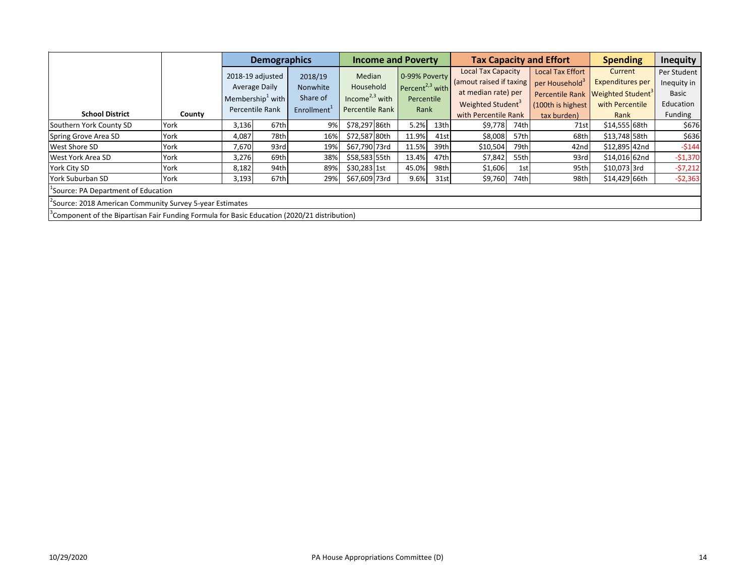| School District | County | Demographics | | | Income and Poverty | | | | Tax Capacity and Effort | | | Spending | | Inequity |
|---|---|---|---|---|---|---|---|---|---|---|---|---|---|---|
| | | 2018-19 adjusted Average Daily Membership[1] with Percentile Rank | | 2018/19 Nonwhite Share of Enrollment[1] | Median Household Income[2,3] with Percentile Rank | | 0-99% Poverty Percent[2,3] with Percentile Rank | | Local Tax Capacity (amout raised if taxing at median rate) per Weighted Student[3] with Percentile Rank | | Local Tax Effort per Household[3] Percentile Rank (100th is highest tax burden) | Current Expenditures per Weighted Student[3] with Percentile Rank | | Per Student Inequity in Basic Education Funding |
| Southern York County SD | York | 3,136 | 67th | 9% | $78,297 | 86th | 5.2% | 13th | $9,778 | 74th | 71st | $14,555 | 68th | $676 |
| Spring Grove Area SD | York | 4,087 | 78th | 16% | $72,587 | 80th | 11.9% | 41st | $8,008 | 57th | 68th | $13,748 | 58th | $636 |
| West Shore SD | York | 7,670 | 93rd | 19% | $67,790 | 73rd | 11.5% | 39th | $10,504 | 79th | 42nd | $12,895 | 42nd | -$144 |
| West York Area SD | York | 3,276 | 69th | 38% | $58,583 | 55th | 13.4% | 47th | $7,842 | 55th | 93rd | $14,016 | 62nd | -$1,370 |
| York City SD | York | 8,182 | 94th | 89% | $30,283 | 1st | 45.0% | 98th | $1,606 | 1st | 95th | $10,073 | 3rd | -$7,212 |
| York Suburban SD | York | 3,193 | 67th | 29% | $67,609 | 73rd | 9.6% | 31st | $9,760 | 74th | 98th | $14,429 | 66th | -$2,363 |

[1]Source: PA Department of Education

[2]Source: 2018 American Community Survey 5-year Estimates

[3]Component of the Bipartisan Fair Funding Formula for Basic Education (2020/21 distribution)